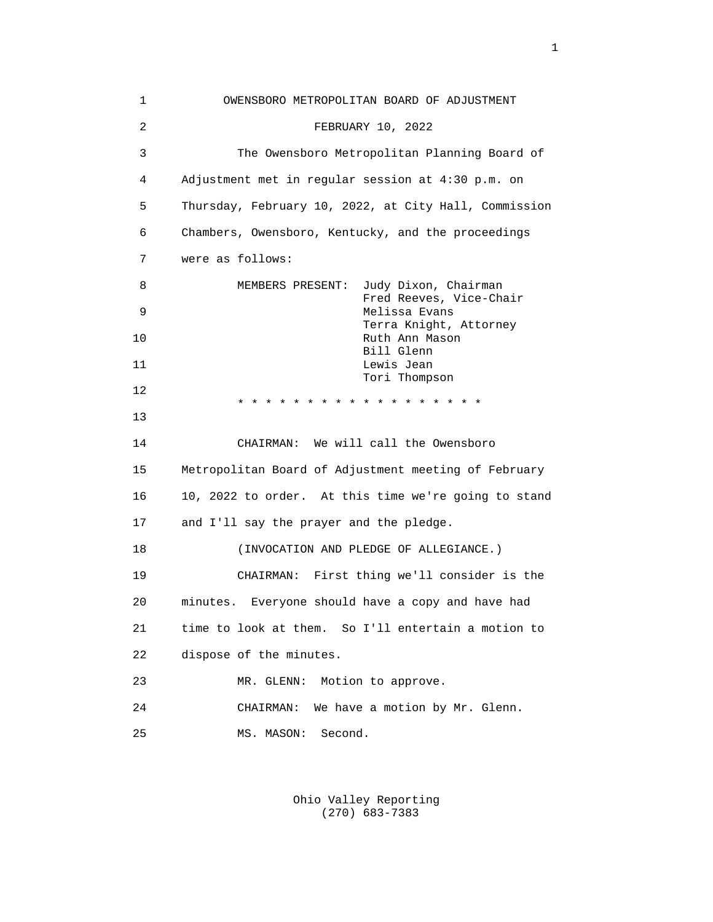OWENSBORO METROPOLITAN BOARD OF ADJUSTMENT

FEBRUARY 10, 2022

The Owensboro Metropolitan Planning Board of Adjustment met in regular session at 4:30 p.m. on Thursday, February 10, 2022, at City Hall, Commission Chambers, Owensboro, Kentucky, and the proceedings were as follows:

MEMBERS PRESENT: Judy Dixon, Chairman
Fred Reeves, Vice-Chair
Melissa Evans
Terra Knight, Attorney
Ruth Ann Mason
Bill Glenn
Lewis Jean
Tori Thompson

* * * * * * * * * * * * * * * * * * *

CHAIRMAN: We will call the Owensboro Metropolitan Board of Adjustment meeting of February 10, 2022 to order. At this time we're going to stand and I'll say the prayer and the pledge.

(INVOCATION AND PLEDGE OF ALLEGIANCE.)

CHAIRMAN: First thing we'll consider is the minutes. Everyone should have a copy and have had time to look at them. So I'll entertain a motion to dispose of the minutes.

MR. GLENN: Motion to approve.

CHAIRMAN: We have a motion by Mr. Glenn.

MS. MASON: Second.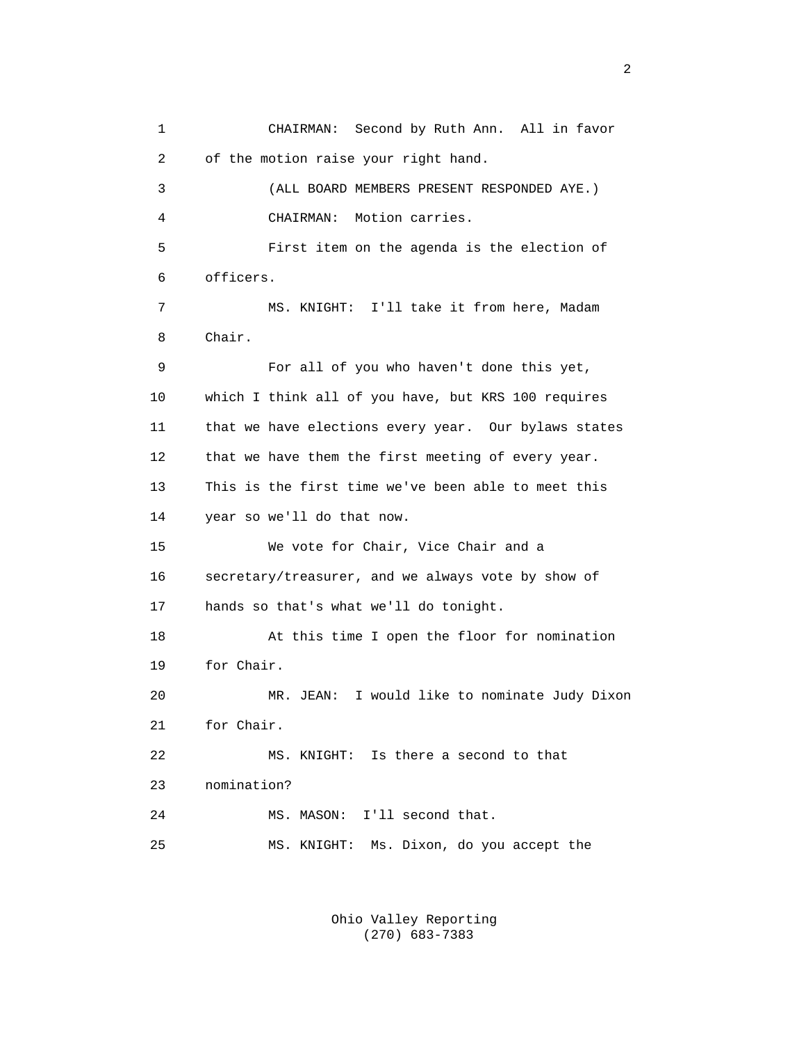CHAIRMAN: Second by Ruth Ann. All in favor of the motion raise your right hand.

(ALL BOARD MEMBERS PRESENT RESPONDED AYE.)

CHAIRMAN: Motion carries.

First item on the agenda is the election of officers.

MS. KNIGHT: I'll take it from here, Madam Chair.

For all of you who haven't done this yet, which I think all of you have, but KRS 100 requires that we have elections every year. Our bylaws states that we have them the first meeting of every year. This is the first time we've been able to meet this year so we'll do that now.

We vote for Chair, Vice Chair and a secretary/treasurer, and we always vote by show of hands so that's what we'll do tonight.

At this time I open the floor for nomination for Chair.

MR. JEAN: I would like to nominate Judy Dixon for Chair.

MS. KNIGHT: Is there a second to that nomination?

MS. MASON: I'll second that.

MS. KNIGHT: Ms. Dixon, do you accept the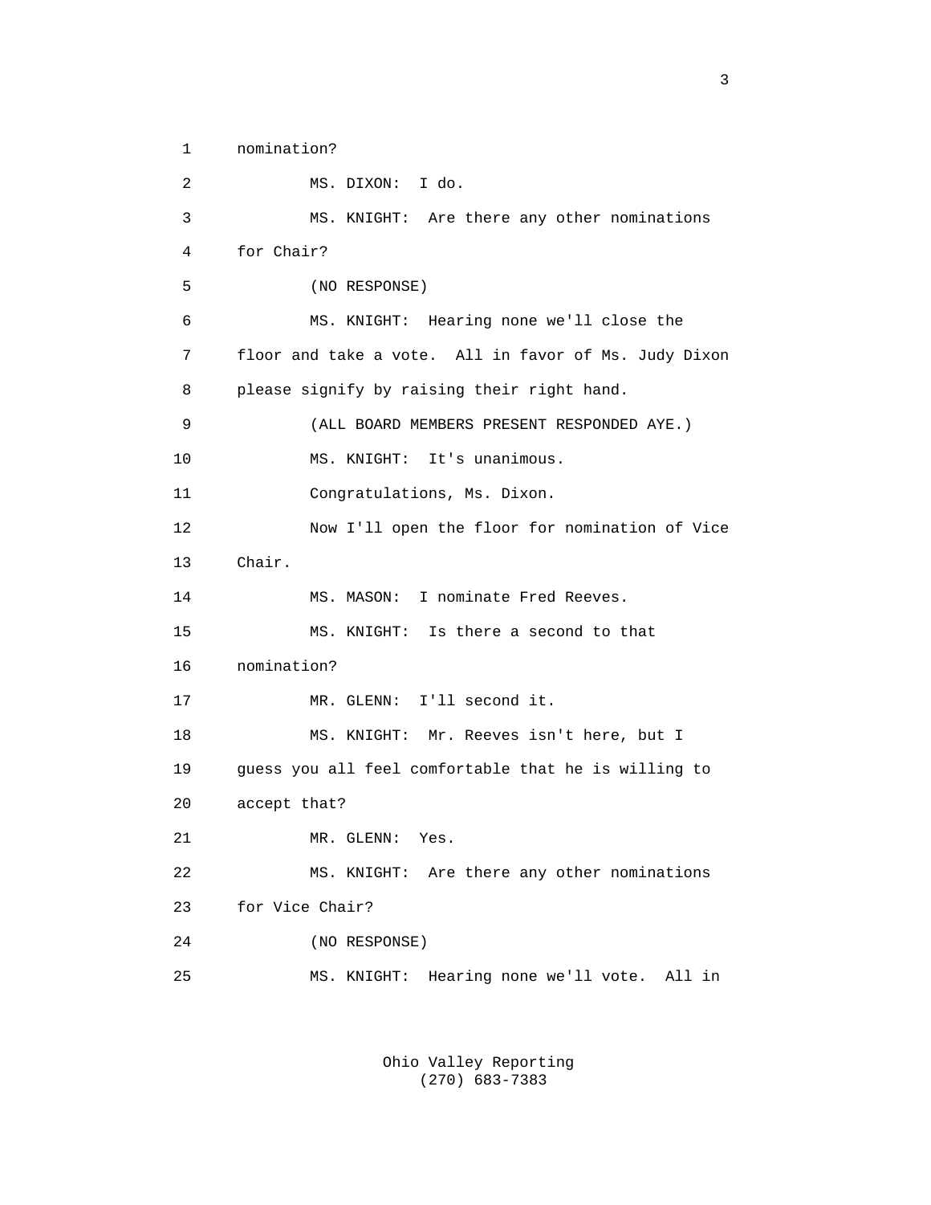nomination?

MS. DIXON: I do.

MS. KNIGHT: Are there any other nominations for Chair?

(NO RESPONSE)

MS. KNIGHT: Hearing none we'll close the floor and take a vote. All in favor of Ms. Judy Dixon please signify by raising their right hand.

(ALL BOARD MEMBERS PRESENT RESPONDED AYE.)

MS. KNIGHT: It's unanimous.

Congratulations, Ms. Dixon.

Now I'll open the floor for nomination of Vice Chair.

MS. MASON: I nominate Fred Reeves.

MS. KNIGHT: Is there a second to that nomination?

MR. GLENN: I'll second it.

MS. KNIGHT: Mr. Reeves isn't here, but I guess you all feel comfortable that he is willing to accept that?

MR. GLENN: Yes.

MS. KNIGHT: Are there any other nominations for Vice Chair?

(NO RESPONSE)

MS. KNIGHT: Hearing none we'll vote. All in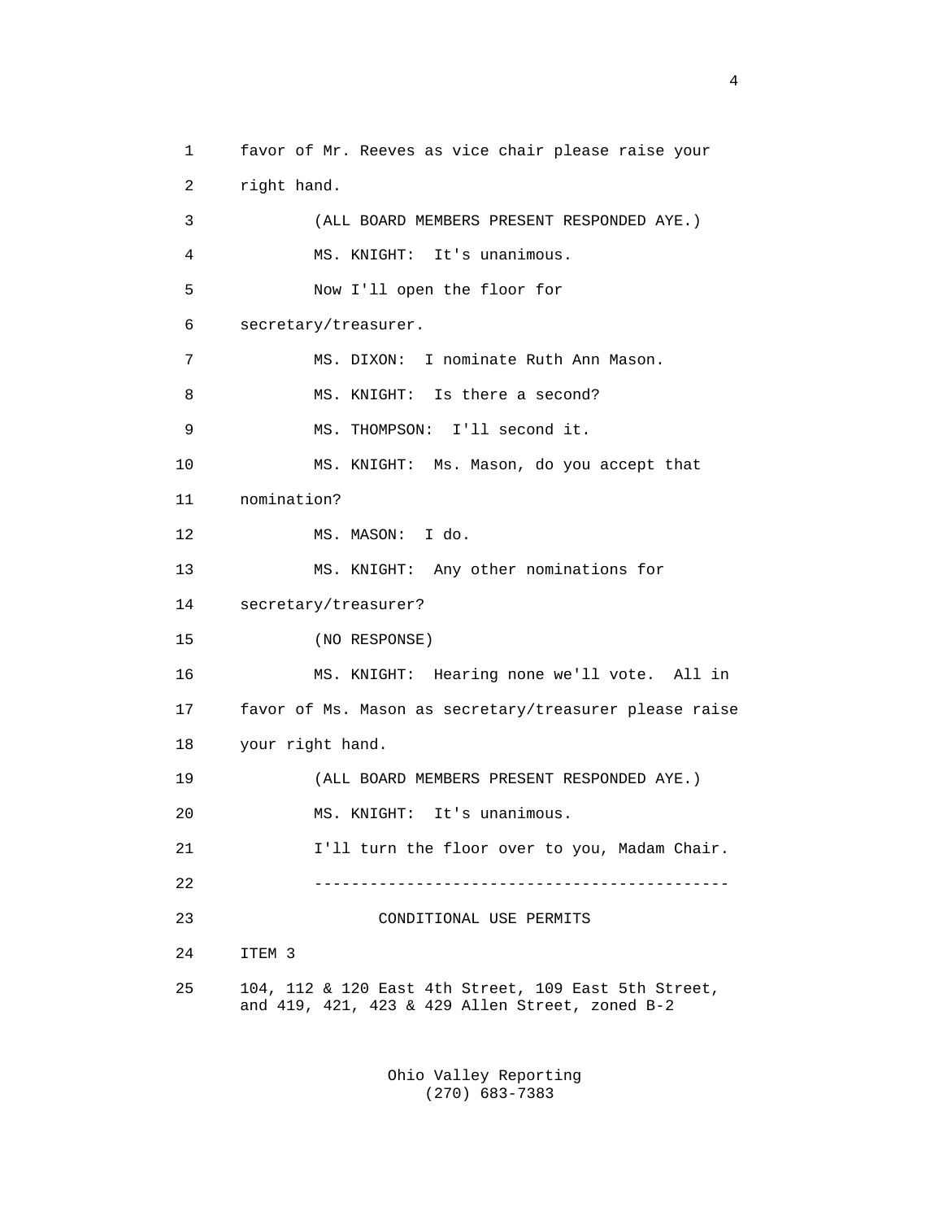favor of Mr. Reeves as vice chair please raise your right hand.

(ALL BOARD MEMBERS PRESENT RESPONDED AYE.)

MS. KNIGHT: It's unanimous.

Now I'll open the floor for secretary/treasurer.

MS. DIXON: I nominate Ruth Ann Mason.

MS. KNIGHT: Is there a second?

MS. THOMPSON: I'll second it.

MS. KNIGHT: Ms. Mason, do you accept that nomination?

MS. MASON: I do.

MS. KNIGHT: Any other nominations for secretary/treasurer?

(NO RESPONSE)

MS. KNIGHT: Hearing none we'll vote. All in favor of Ms. Mason as secretary/treasurer please raise your right hand.

(ALL BOARD MEMBERS PRESENT RESPONDED AYE.)

MS. KNIGHT: It's unanimous.

I'll turn the floor over to you, Madam Chair.

---

## CONDITIONAL USE PERMITS

ITEM 3

104, 112 & 120 East 4th Street, 109 East 5th Street, and 419, 421, 423 & 429 Allen Street, zoned B-2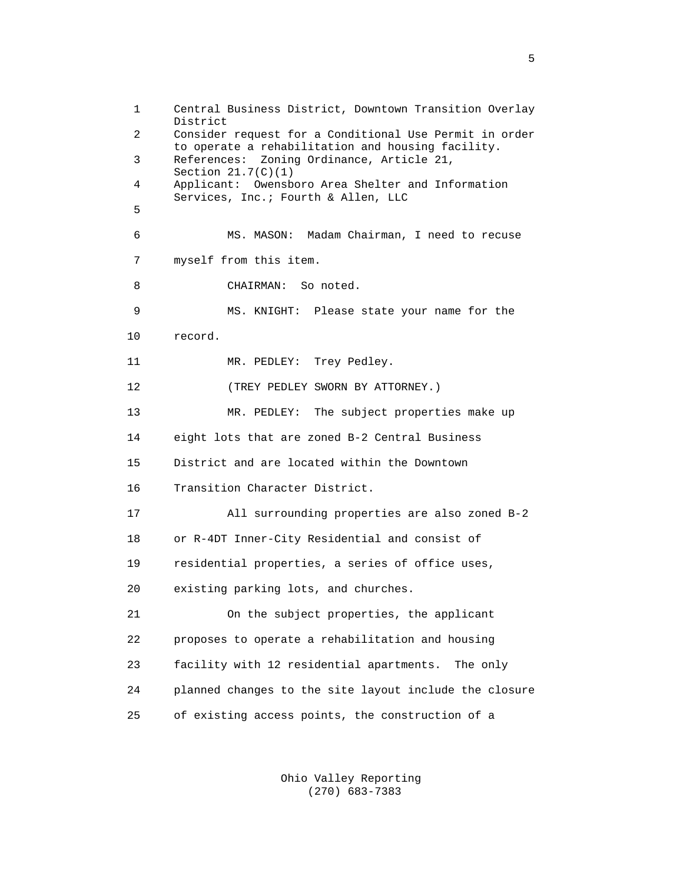Central Business District, Downtown Transition Overlay District
Consider request for a Conditional Use Permit in order to operate a rehabilitation and housing facility.
References: Zoning Ordinance, Article 21, Section 21.7(C)(1)
Applicant: Owensboro Area Shelter and Information Services, Inc.; Fourth & Allen, LLC

MS. MASON: Madam Chairman, I need to recuse myself from this item.

CHAIRMAN: So noted.

MS. KNIGHT: Please state your name for the record.

MR. PEDLEY: Trey Pedley.

(TREY PEDLEY SWORN BY ATTORNEY.)

MR. PEDLEY: The subject properties make up eight lots that are zoned B-2 Central Business District and are located within the Downtown Transition Character District.

All surrounding properties are also zoned B-2 or R-4DT Inner-City Residential and consist of residential properties, a series of office uses, existing parking lots, and churches.

On the subject properties, the applicant proposes to operate a rehabilitation and housing facility with 12 residential apartments. The only planned changes to the site layout include the closure of existing access points, the construction of a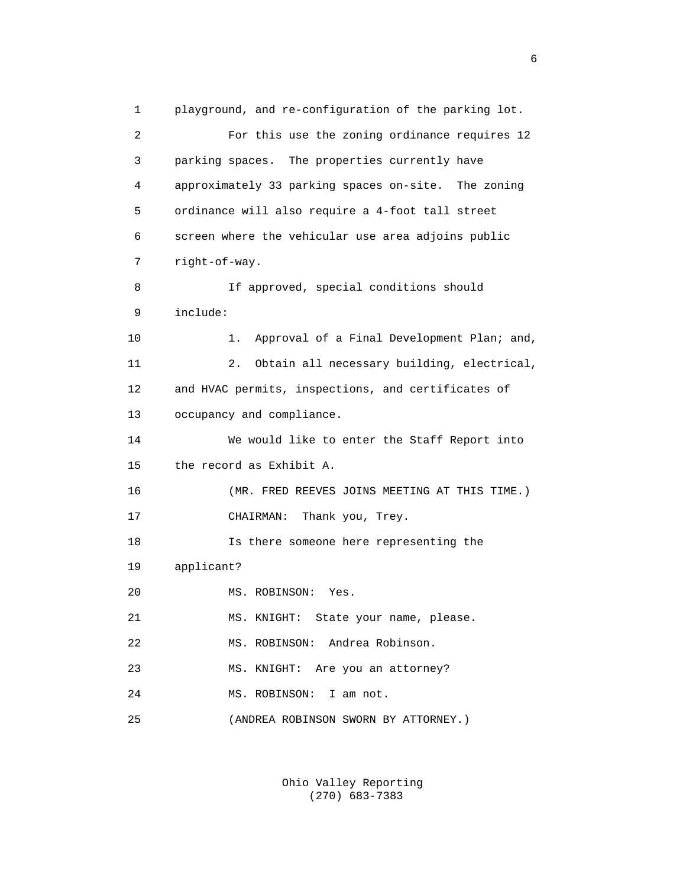playground, and re-configuration of the parking lot.

For this use the zoning ordinance requires 12 parking spaces. The properties currently have approximately 33 parking spaces on-site. The zoning ordinance will also require a 4-foot tall street screen where the vehicular use area adjoins public right-of-way.

If approved, special conditions should include:

1. Approval of a Final Development Plan; and,

2. Obtain all necessary building, electrical, and HVAC permits, inspections, and certificates of occupancy and compliance.

We would like to enter the Staff Report into the record as Exhibit A.

(MR. FRED REEVES JOINS MEETING AT THIS TIME.)

CHAIRMAN: Thank you, Trey.

Is there someone here representing the applicant?

MS. ROBINSON: Yes.

MS. KNIGHT: State your name, please.

MS. ROBINSON: Andrea Robinson.

MS. KNIGHT: Are you an attorney?

MS. ROBINSON: I am not.

(ANDREA ROBINSON SWORN BY ATTORNEY.)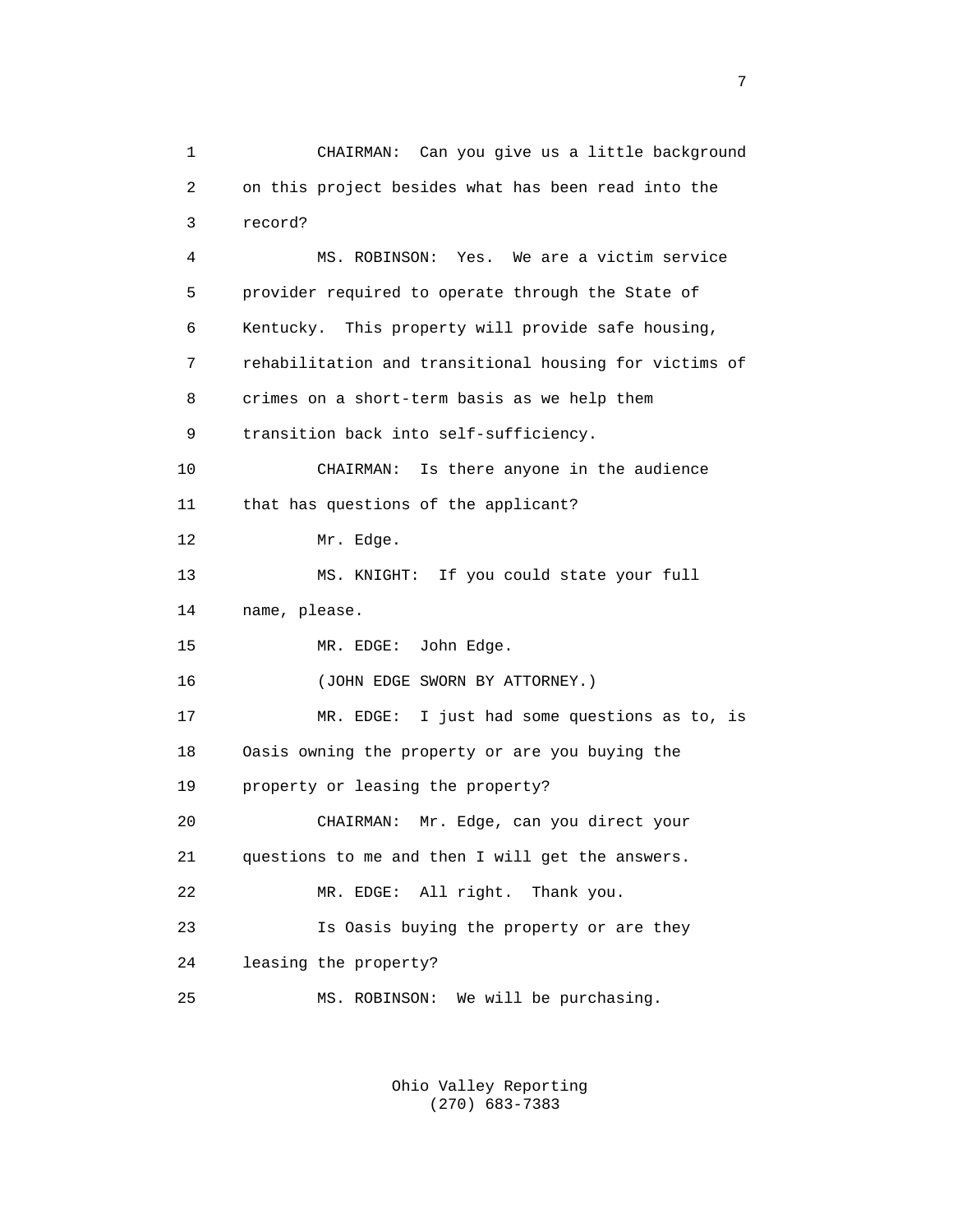CHAIRMAN: Can you give us a little background on this project besides what has been read into the record?

MS. ROBINSON: Yes. We are a victim service provider required to operate through the State of Kentucky. This property will provide safe housing, rehabilitation and transitional housing for victims of crimes on a short-term basis as we help them transition back into self-sufficiency.

CHAIRMAN: Is there anyone in the audience that has questions of the applicant?

Mr. Edge.

MS. KNIGHT: If you could state your full name, please.

MR. EDGE: John Edge.

(JOHN EDGE SWORN BY ATTORNEY.)

MR. EDGE: I just had some questions as to, is Oasis owning the property or are you buying the property or leasing the property?

CHAIRMAN: Mr. Edge, can you direct your questions to me and then I will get the answers.

MR. EDGE: All right. Thank you.

Is Oasis buying the property or are they leasing the property?

MS. ROBINSON: We will be purchasing.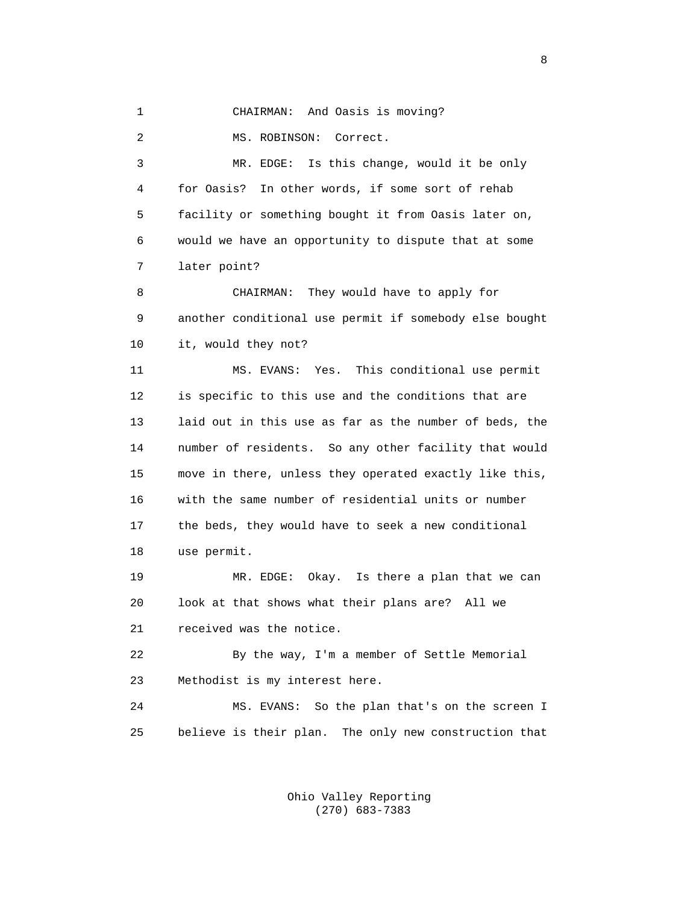CHAIRMAN: And Oasis is moving?

MS. ROBINSON: Correct.

MR. EDGE: Is this change, would it be only for Oasis? In other words, if some sort of rehab facility or something bought it from Oasis later on, would we have an opportunity to dispute that at some later point?

CHAIRMAN: They would have to apply for another conditional use permit if somebody else bought it, would they not?

MS. EVANS: Yes. This conditional use permit is specific to this use and the conditions that are laid out in this use as far as the number of beds, the number of residents. So any other facility that would move in there, unless they operated exactly like this, with the same number of residential units or number the beds, they would have to seek a new conditional use permit.

MR. EDGE: Okay. Is there a plan that we can look at that shows what their plans are? All we received was the notice.

By the way, I'm a member of Settle Memorial Methodist is my interest here.

MS. EVANS: So the plan that's on the screen I believe is their plan. The only new construction that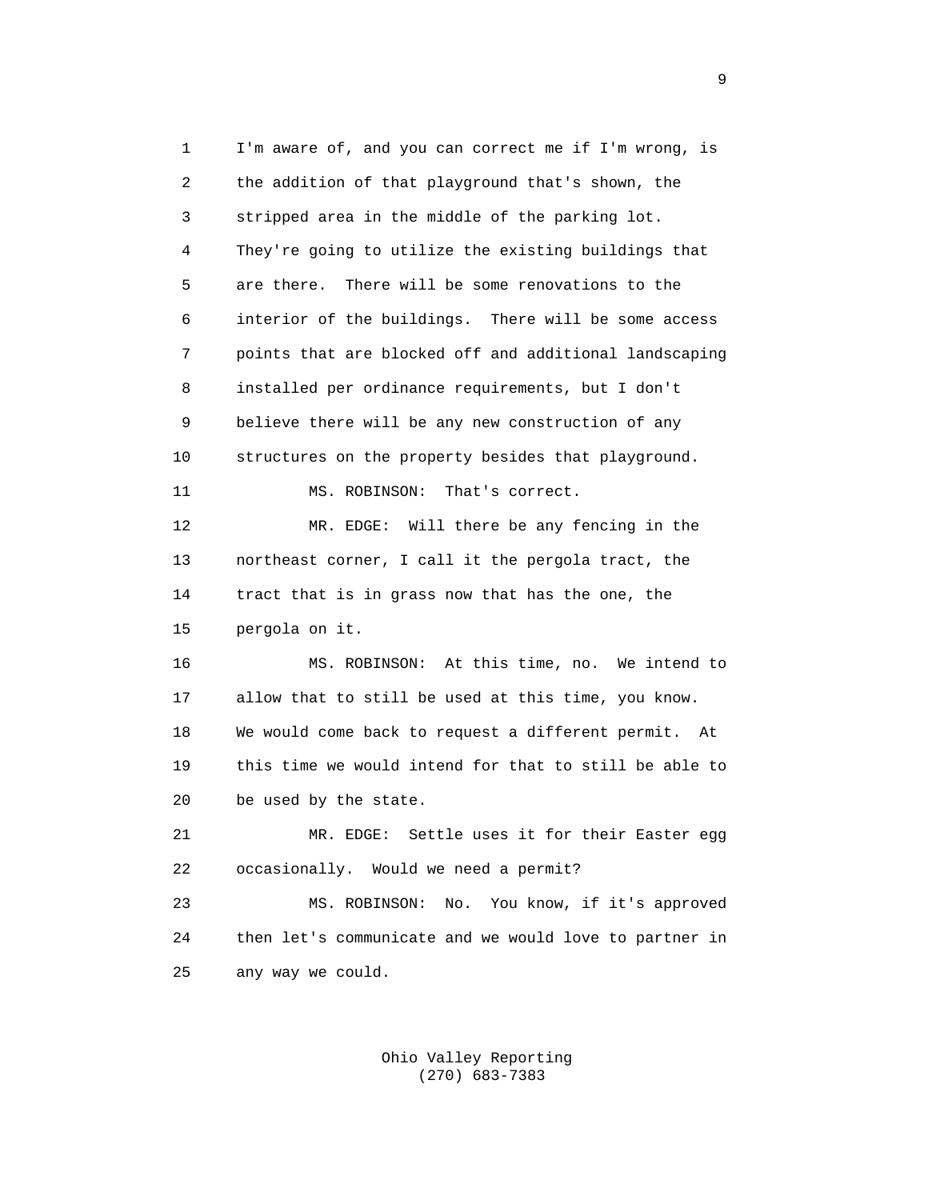1 I'm aware of, and you can correct me if I'm wrong, is
2 the addition of that playground that's shown, the
3 stripped area in the middle of the parking lot.
4 They're going to utilize the existing buildings that
5 are there. There will be some renovations to the
6 interior of the buildings. There will be some access
7 points that are blocked off and additional landscaping
8 installed per ordinance requirements, but I don't
9 believe there will be any new construction of any
10 structures on the property besides that playground.
11 MS. ROBINSON: That's correct.
12 MR. EDGE: Will there be any fencing in the
13 northeast corner, I call it the pergola tract, the
14 tract that is in grass now that has the one, the
15 pergola on it.
16 MS. ROBINSON: At this time, no. We intend to
17 allow that to still be used at this time, you know.
18 We would come back to request a different permit. At
19 this time we would intend for that to still be able to
20 be used by the state.
21 MR. EDGE: Settle uses it for their Easter egg
22 occasionally. Would we need a permit?
23 MS. ROBINSON: No. You know, if it's approved
24 then let's communicate and we would love to partner in
25 any way we could.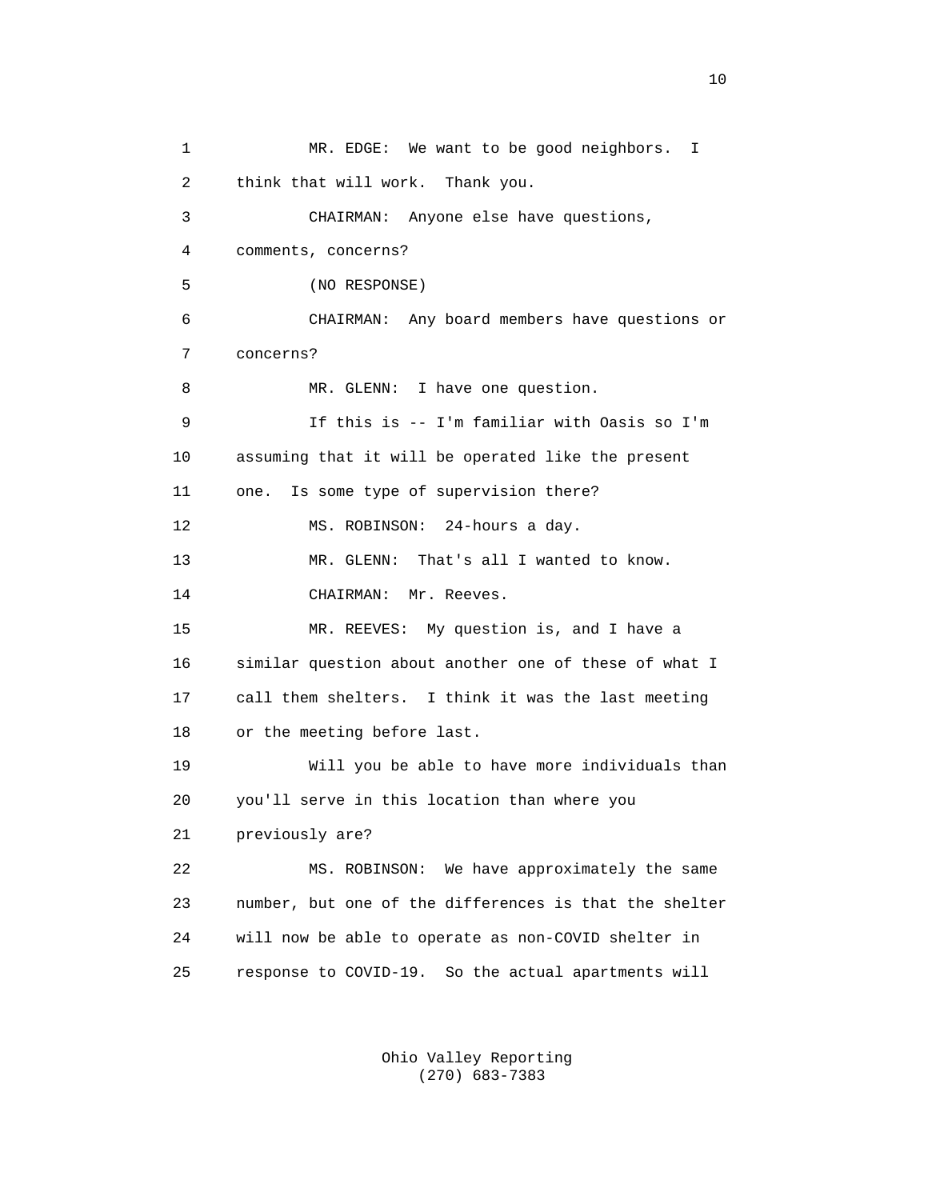MR. EDGE: We want to be good neighbors. I think that will work. Thank you.

CHAIRMAN: Anyone else have questions, comments, concerns?

(NO RESPONSE)

CHAIRMAN: Any board members have questions or concerns?

MR. GLENN: I have one question.

If this is -- I'm familiar with Oasis so I'm assuming that it will be operated like the present one. Is some type of supervision there?

MS. ROBINSON: 24-hours a day.

MR. GLENN: That's all I wanted to know.

CHAIRMAN: Mr. Reeves.

MR. REEVES: My question is, and I have a similar question about another one of these of what I call them shelters. I think it was the last meeting or the meeting before last.

Will you be able to have more individuals than you'll serve in this location than where you previously are?

MS. ROBINSON: We have approximately the same number, but one of the differences is that the shelter will now be able to operate as non-COVID shelter in response to COVID-19. So the actual apartments will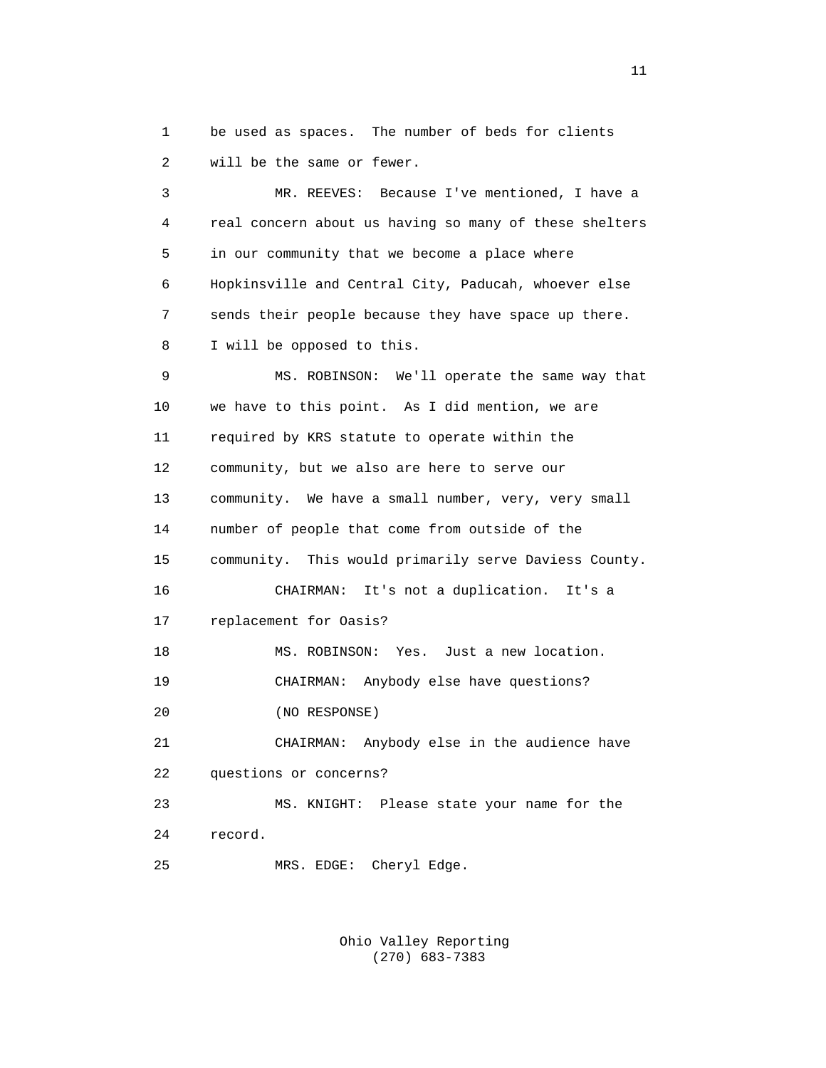be used as spaces. The number of beds for clients will be the same or fewer.

MR. REEVES: Because I've mentioned, I have a real concern about us having so many of these shelters in our community that we become a place where Hopkinsville and Central City, Paducah, whoever else sends their people because they have space up there. I will be opposed to this.

MS. ROBINSON: We'll operate the same way that we have to this point. As I did mention, we are required by KRS statute to operate within the community, but we also are here to serve our community. We have a small number, very, very small number of people that come from outside of the community. This would primarily serve Daviess County.

CHAIRMAN: It's not a duplication. It's a replacement for Oasis?

MS. ROBINSON: Yes. Just a new location.

CHAIRMAN: Anybody else have questions?

(NO RESPONSE)

CHAIRMAN: Anybody else in the audience have questions or concerns?

MS. KNIGHT: Please state your name for the record.

MRS. EDGE: Cheryl Edge.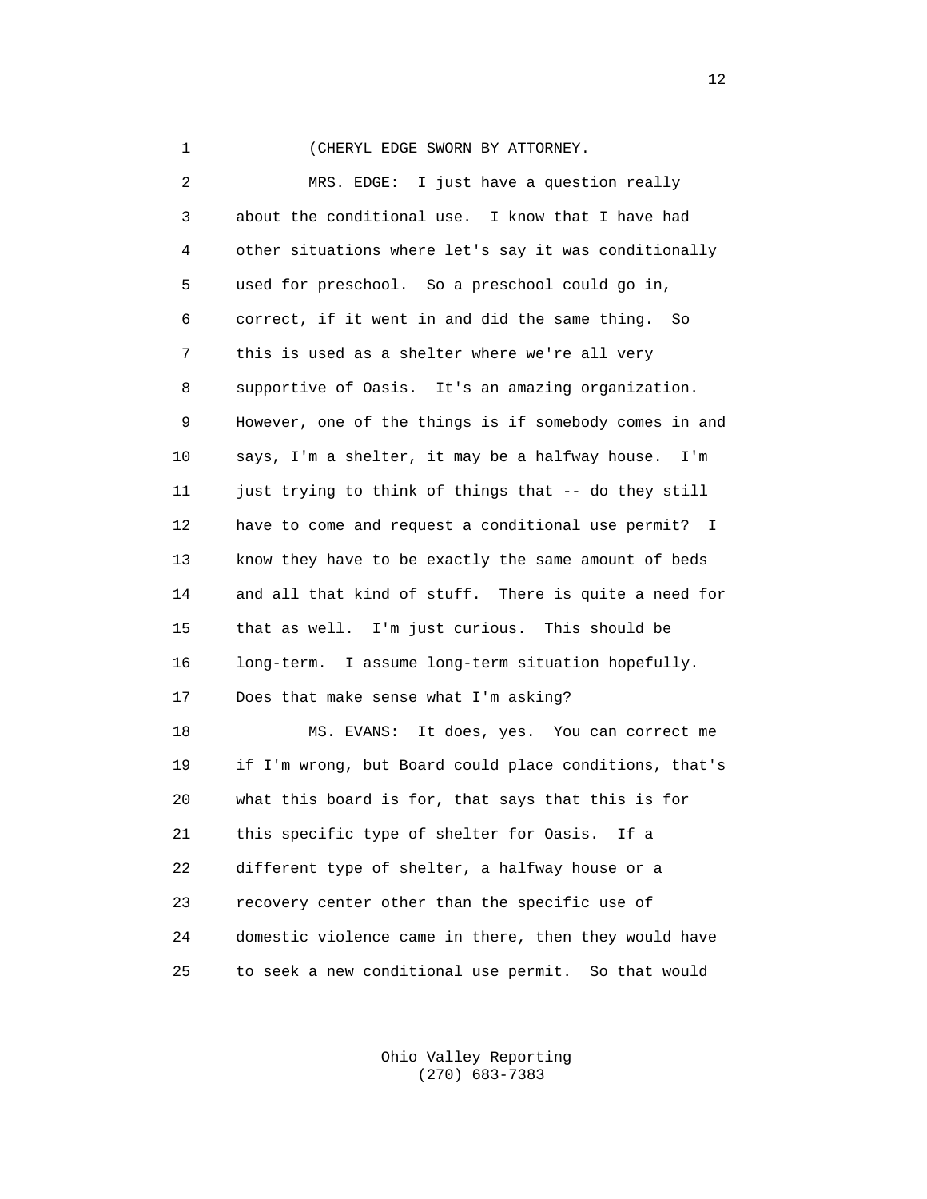(CHERYL EDGE SWORN BY ATTORNEY.

MRS. EDGE: I just have a question really about the conditional use. I know that I have had other situations where let's say it was conditionally used for preschool. So a preschool could go in, correct, if it went in and did the same thing. So this is used as a shelter where we're all very supportive of Oasis. It's an amazing organization. However, one of the things is if somebody comes in and says, I'm a shelter, it may be a halfway house. I'm just trying to think of things that -- do they still have to come and request a conditional use permit? I know they have to be exactly the same amount of beds and all that kind of stuff. There is quite a need for that as well. I'm just curious. This should be long-term. I assume long-term situation hopefully. Does that make sense what I'm asking?

MS. EVANS: It does, yes. You can correct me if I'm wrong, but Board could place conditions, that's what this board is for, that says that this is for this specific type of shelter for Oasis. If a different type of shelter, a halfway house or a recovery center other than the specific use of domestic violence came in there, then they would have to seek a new conditional use permit. So that would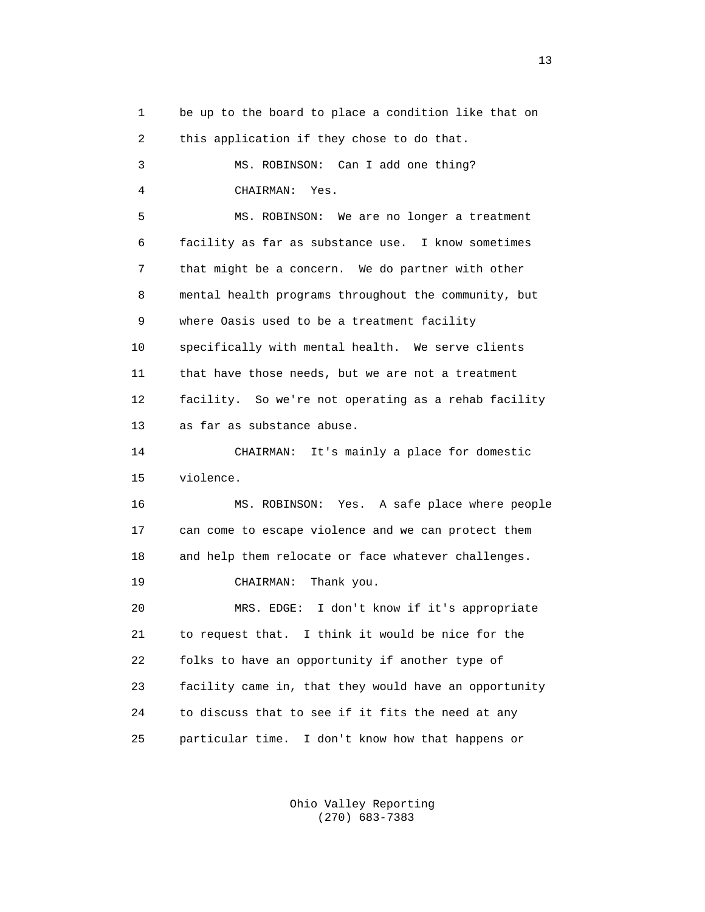be up to the board to place a condition like that on this application if they chose to do that.

MS. ROBINSON: Can I add one thing?

CHAIRMAN: Yes.

MS. ROBINSON: We are no longer a treatment facility as far as substance use. I know sometimes that might be a concern. We do partner with other mental health programs throughout the community, but where Oasis used to be a treatment facility specifically with mental health. We serve clients that have those needs, but we are not a treatment facility. So we're not operating as a rehab facility as far as substance abuse.

CHAIRMAN: It's mainly a place for domestic violence.

MS. ROBINSON: Yes. A safe place where people can come to escape violence and we can protect them and help them relocate or face whatever challenges.

CHAIRMAN: Thank you.

MRS. EDGE: I don't know if it's appropriate to request that. I think it would be nice for the folks to have an opportunity if another type of facility came in, that they would have an opportunity to discuss that to see if it fits the need at any particular time. I don't know how that happens or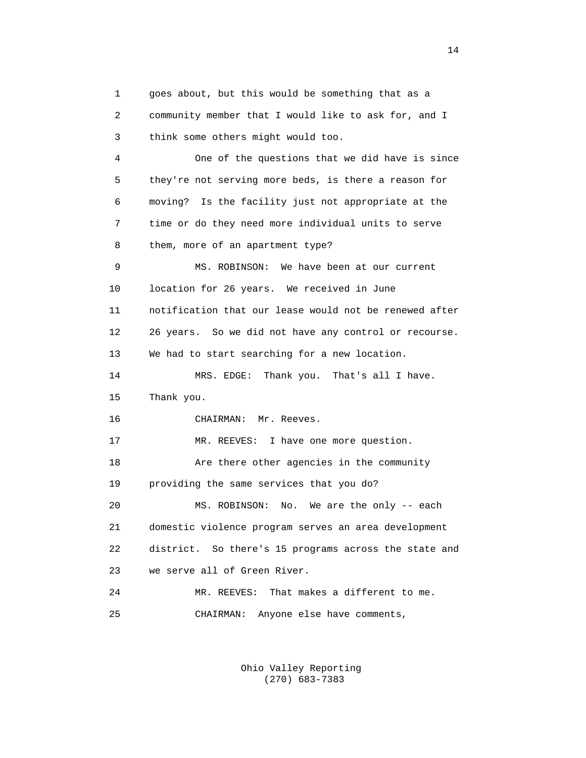goes about, but this would be something that as a community member that I would like to ask for, and I think some others might would too.

One of the questions that we did have is since they're not serving more beds, is there a reason for moving? Is the facility just not appropriate at the time or do they need more individual units to serve them, more of an apartment type?

MS. ROBINSON: We have been at our current location for 26 years. We received in June notification that our lease would not be renewed after 26 years. So we did not have any control or recourse. We had to start searching for a new location.

MRS. EDGE: Thank you. That's all I have. Thank you.

CHAIRMAN: Mr. Reeves.

MR. REEVES: I have one more question.

Are there other agencies in the community providing the same services that you do?

MS. ROBINSON: No. We are the only -- each domestic violence program serves an area development district. So there's 15 programs across the state and we serve all of Green River.

MR. REEVES: That makes a different to me.

CHAIRMAN: Anyone else have comments,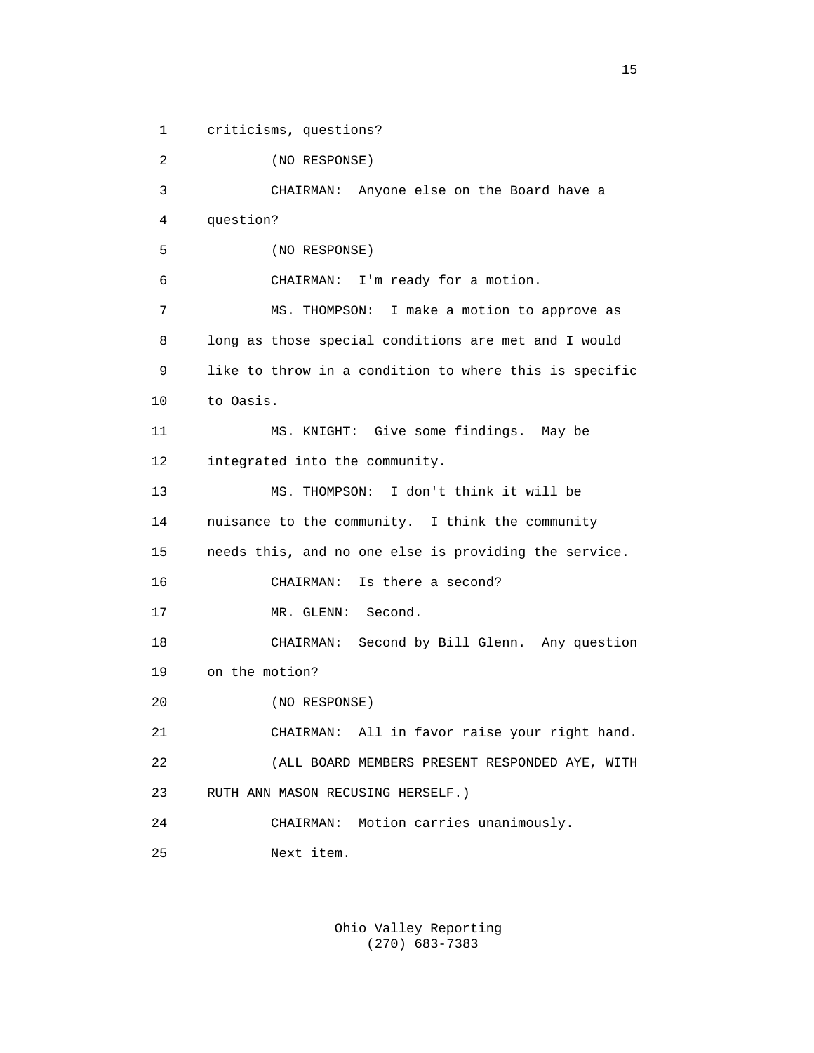criticisms, questions?

(NO RESPONSE)

CHAIRMAN: Anyone else on the Board have a question?

(NO RESPONSE)

CHAIRMAN: I'm ready for a motion.

MS. THOMPSON: I make a motion to approve as long as those special conditions are met and I would like to throw in a condition to where this is specific to Oasis.

MS. KNIGHT: Give some findings. May be integrated into the community.

MS. THOMPSON: I don't think it will be nuisance to the community. I think the community needs this, and no one else is providing the service.

CHAIRMAN: Is there a second?

MR. GLENN: Second.

CHAIRMAN: Second by Bill Glenn. Any question on the motion?

(NO RESPONSE)

CHAIRMAN: All in favor raise your right hand.

(ALL BOARD MEMBERS PRESENT RESPONDED AYE, WITH RUTH ANN MASON RECUSING HERSELF.)

CHAIRMAN: Motion carries unanimously.

Next item.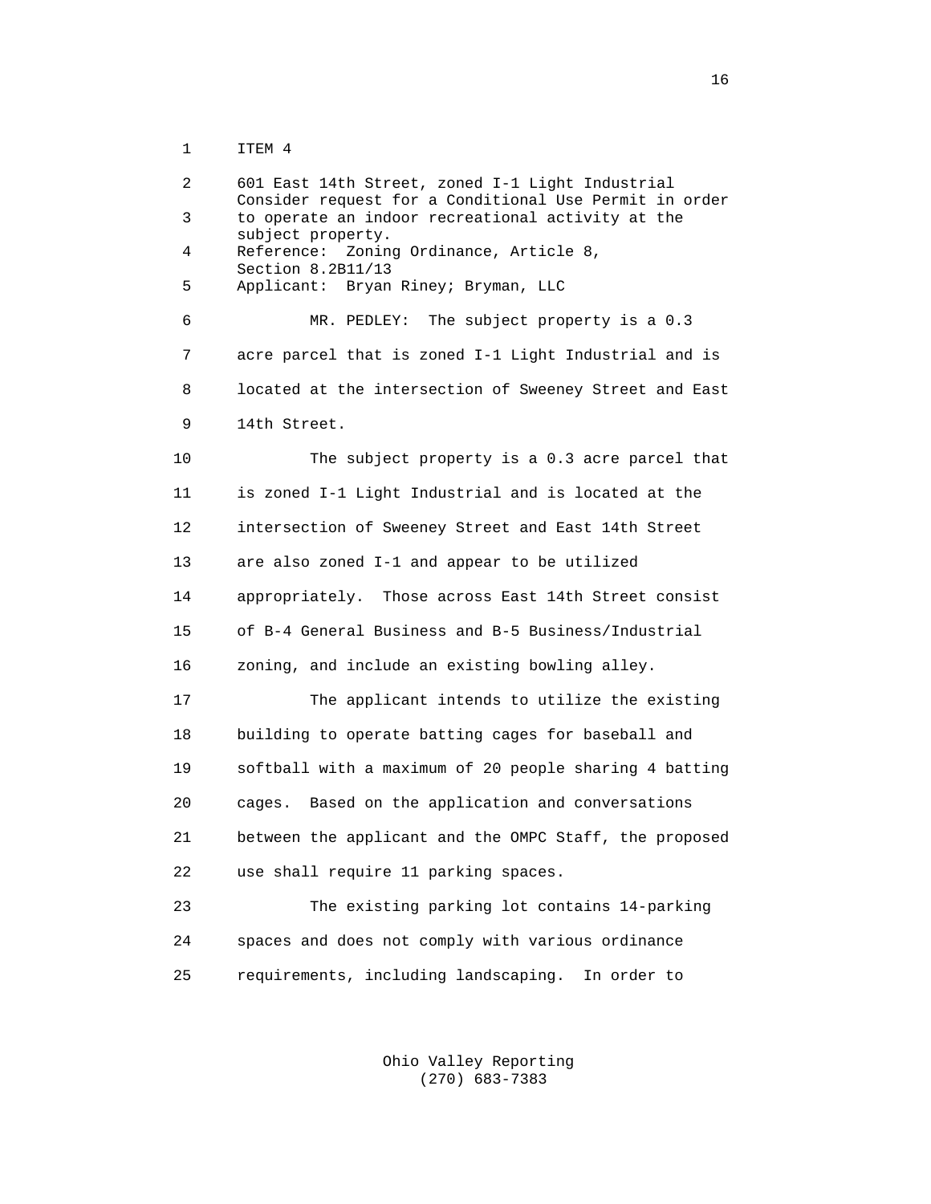ITEM 4

601 East 14th Street, zoned I-1 Light Industrial
Consider request for a Conditional Use Permit in order to operate an indoor recreational activity at the subject property.
Reference: Zoning Ordinance, Article 8, Section 8.2B11/13
Applicant: Bryan Riney; Bryman, LLC

MR. PEDLEY: The subject property is a 0.3 acre parcel that is zoned I-1 Light Industrial and is located at the intersection of Sweeney Street and East 14th Street.

The subject property is a 0.3 acre parcel that is zoned I-1 Light Industrial and is located at the intersection of Sweeney Street and East 14th Street are also zoned I-1 and appear to be utilized appropriately. Those across East 14th Street consist of B-4 General Business and B-5 Business/Industrial zoning, and include an existing bowling alley.

The applicant intends to utilize the existing building to operate batting cages for baseball and softball with a maximum of 20 people sharing 4 batting cages. Based on the application and conversations between the applicant and the OMPC Staff, the proposed use shall require 11 parking spaces.

The existing parking lot contains 14-parking spaces and does not comply with various ordinance requirements, including landscaping. In order to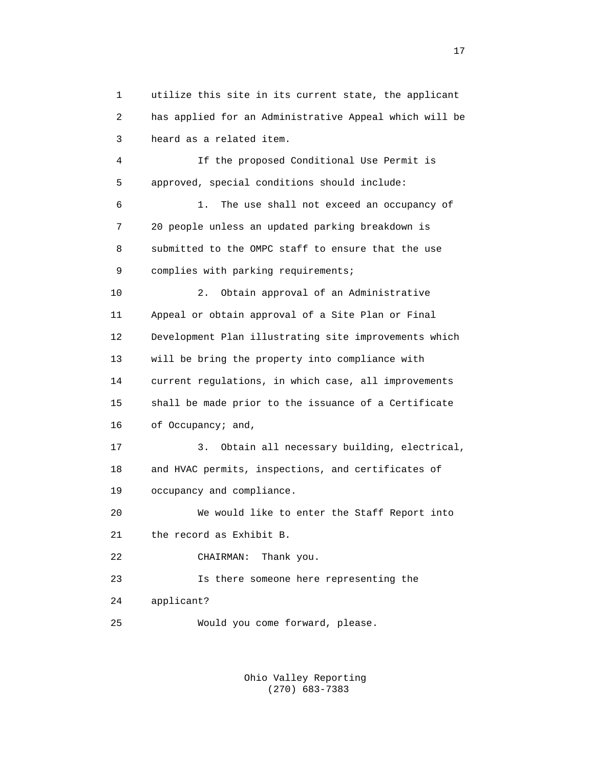utilize this site in its current state, the applicant has applied for an Administrative Appeal which will be heard as a related item.

If the proposed Conditional Use Permit is approved, special conditions should include:

1. The use shall not exceed an occupancy of 20 people unless an updated parking breakdown is submitted to the OMPC staff to ensure that the use complies with parking requirements;

2. Obtain approval of an Administrative Appeal or obtain approval of a Site Plan or Final Development Plan illustrating site improvements which will be bring the property into compliance with current regulations, in which case, all improvements shall be made prior to the issuance of a Certificate of Occupancy; and,

3. Obtain all necessary building, electrical, and HVAC permits, inspections, and certificates of occupancy and compliance.

We would like to enter the Staff Report into the record as Exhibit B.

CHAIRMAN: Thank you.

Is there someone here representing the applicant?

Would you come forward, please.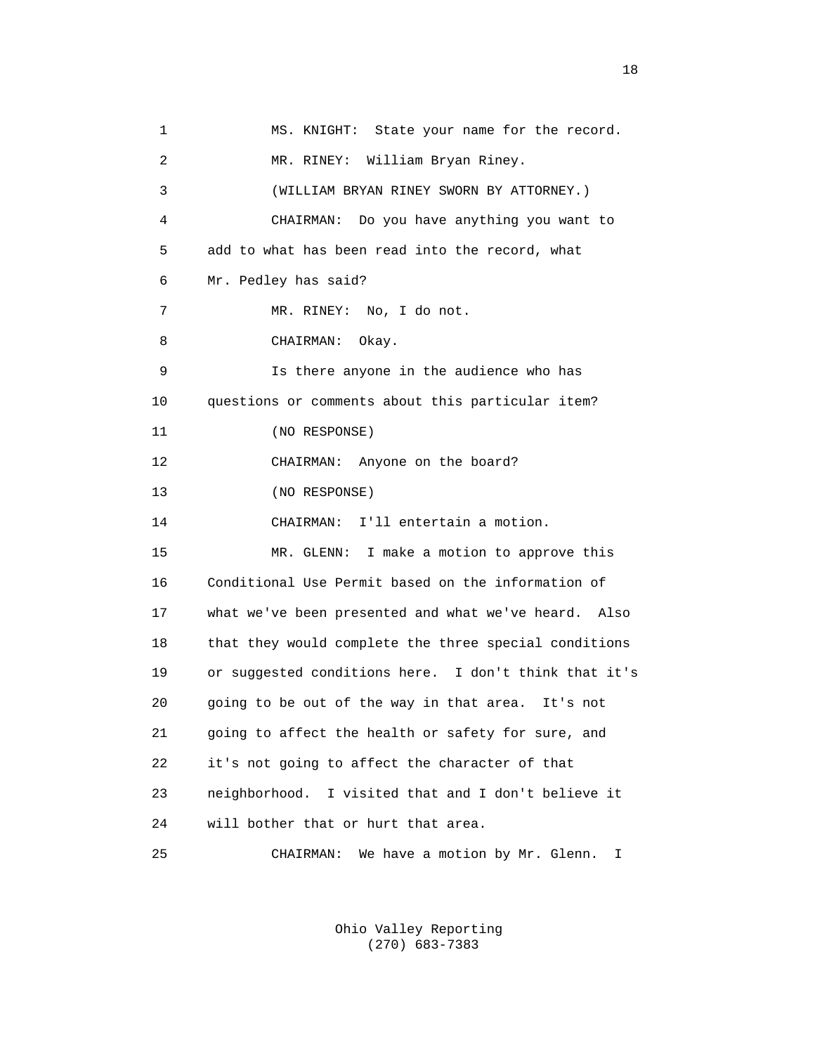1 MS. KNIGHT: State your name for the record.

2 MR. RINEY: William Bryan Riney.

3 (WILLIAM BRYAN RINEY SWORN BY ATTORNEY.)

4 CHAIRMAN: Do you have anything you want to

5 add to what has been read into the record, what

6 Mr. Pedley has said?

7 MR. RINEY: No, I do not.

8 CHAIRMAN: Okay.

9 Is there anyone in the audience who has

10 questions or comments about this particular item?

11 (NO RESPONSE)

12 CHAIRMAN: Anyone on the board?

13 (NO RESPONSE)

14 CHAIRMAN: I'll entertain a motion.

15 MR. GLENN: I make a motion to approve this

16 Conditional Use Permit based on the information of

17 what we've been presented and what we've heard. Also

18 that they would complete the three special conditions

19 or suggested conditions here. I don't think that it's

20 going to be out of the way in that area. It's not

21 going to affect the health or safety for sure, and

22 it's not going to affect the character of that

23 neighborhood. I visited that and I don't believe it

24 will bother that or hurt that area.

25 CHAIRMAN: We have a motion by Mr. Glenn. I

Ohio Valley Reporting
(270) 683-7383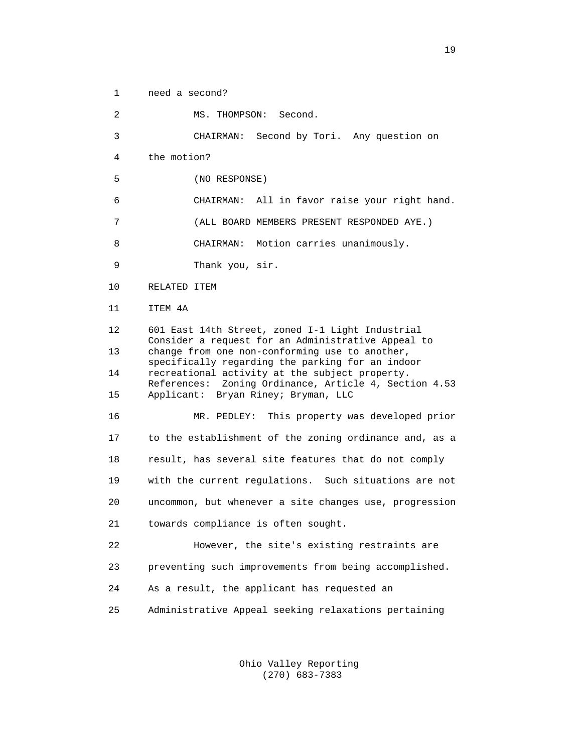need a second?

MS. THOMPSON: Second.

CHAIRMAN: Second by Tori. Any question on the motion?

(NO RESPONSE)

CHAIRMAN: All in favor raise your right hand.

(ALL BOARD MEMBERS PRESENT RESPONDED AYE.)

CHAIRMAN: Motion carries unanimously.

Thank you, sir.

RELATED ITEM

ITEM 4A

601 East 14th Street, zoned I-1 Light Industrial
Consider a request for an Administrative Appeal to change from one non-conforming use to another, specifically regarding the parking for an indoor recreational activity at the subject property.
References: Zoning Ordinance, Article 4, Section 4.53
Applicant: Bryan Riney; Bryman, LLC

MR. PEDLEY: This property was developed prior to the establishment of the zoning ordinance and, as a result, has several site features that do not comply with the current regulations. Such situations are not uncommon, but whenever a site changes use, progression towards compliance is often sought.

However, the site's existing restraints are preventing such improvements from being accomplished. As a result, the applicant has requested an Administrative Appeal seeking relaxations pertaining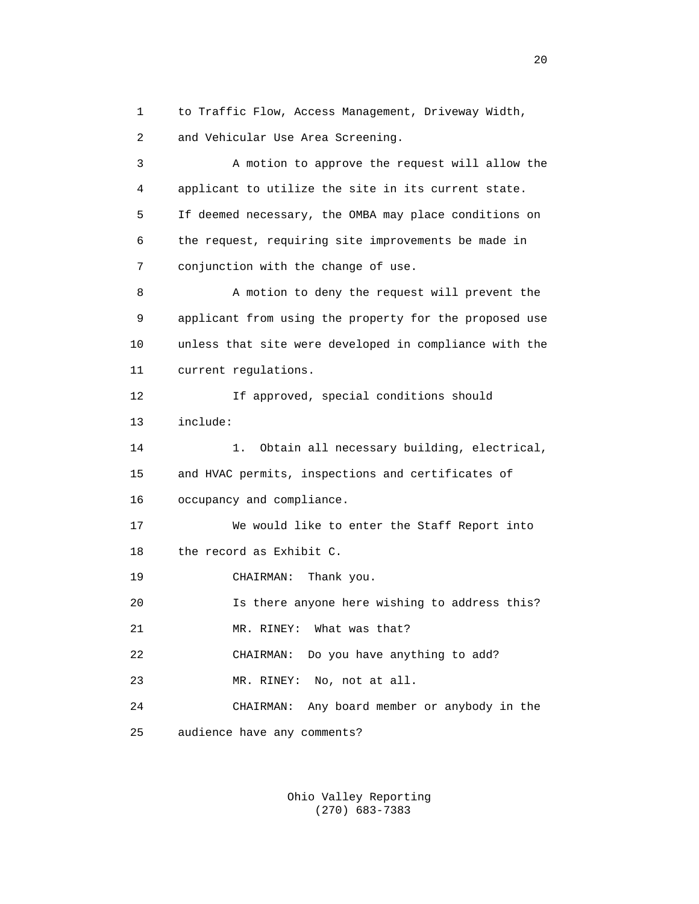to Traffic Flow, Access Management, Driveway Width, and Vehicular Use Area Screening.

A motion to approve the request will allow the applicant to utilize the site in its current state. If deemed necessary, the OMBA may place conditions on the request, requiring site improvements be made in conjunction with the change of use.

A motion to deny the request will prevent the applicant from using the property for the proposed use unless that site were developed in compliance with the current regulations.

If approved, special conditions should include:

1. Obtain all necessary building, electrical, and HVAC permits, inspections and certificates of occupancy and compliance.

We would like to enter the Staff Report into the record as Exhibit C.

CHAIRMAN: Thank you.

Is there anyone here wishing to address this?

MR. RINEY: What was that?

CHAIRMAN: Do you have anything to add?

MR. RINEY: No, not at all.

CHAIRMAN: Any board member or anybody in the audience have any comments?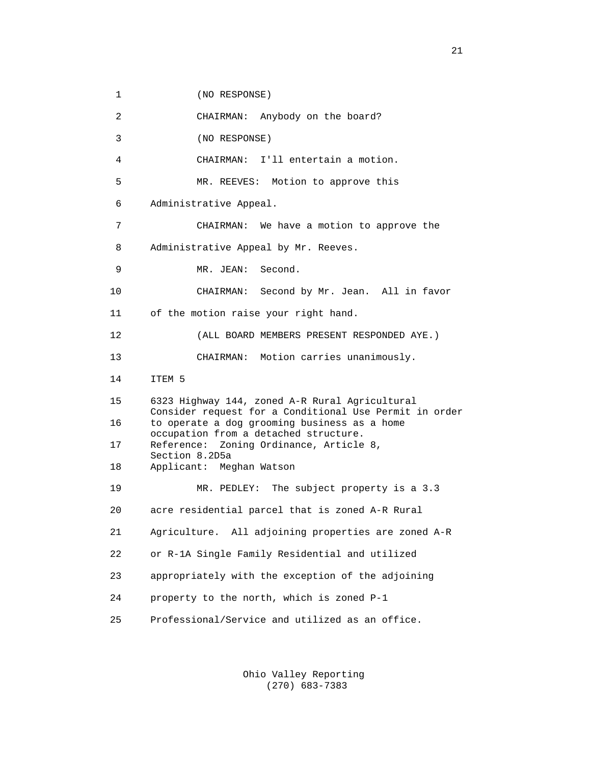(NO RESPONSE)

CHAIRMAN: Anybody on the board?

(NO RESPONSE)

CHAIRMAN: I'll entertain a motion.

MR. REEVES: Motion to approve this Administrative Appeal.

CHAIRMAN: We have a motion to approve the Administrative Appeal by Mr. Reeves.

MR. JEAN: Second.

CHAIRMAN: Second by Mr. Jean. All in favor of the motion raise your right hand.

(ALL BOARD MEMBERS PRESENT RESPONDED AYE.)

CHAIRMAN: Motion carries unanimously.

ITEM 5

6323 Highway 144, zoned A-R Rural Agricultural
Consider request for a Conditional Use Permit in order to operate a dog grooming business as a home occupation from a detached structure.
Reference: Zoning Ordinance, Article 8, Section 8.2D5a
Applicant: Meghan Watson

MR. PEDLEY: The subject property is a 3.3 acre residential parcel that is zoned A-R Rural Agriculture. All adjoining properties are zoned A-R or R-1A Single Family Residential and utilized appropriately with the exception of the adjoining property to the north, which is zoned P-1 Professional/Service and utilized as an office.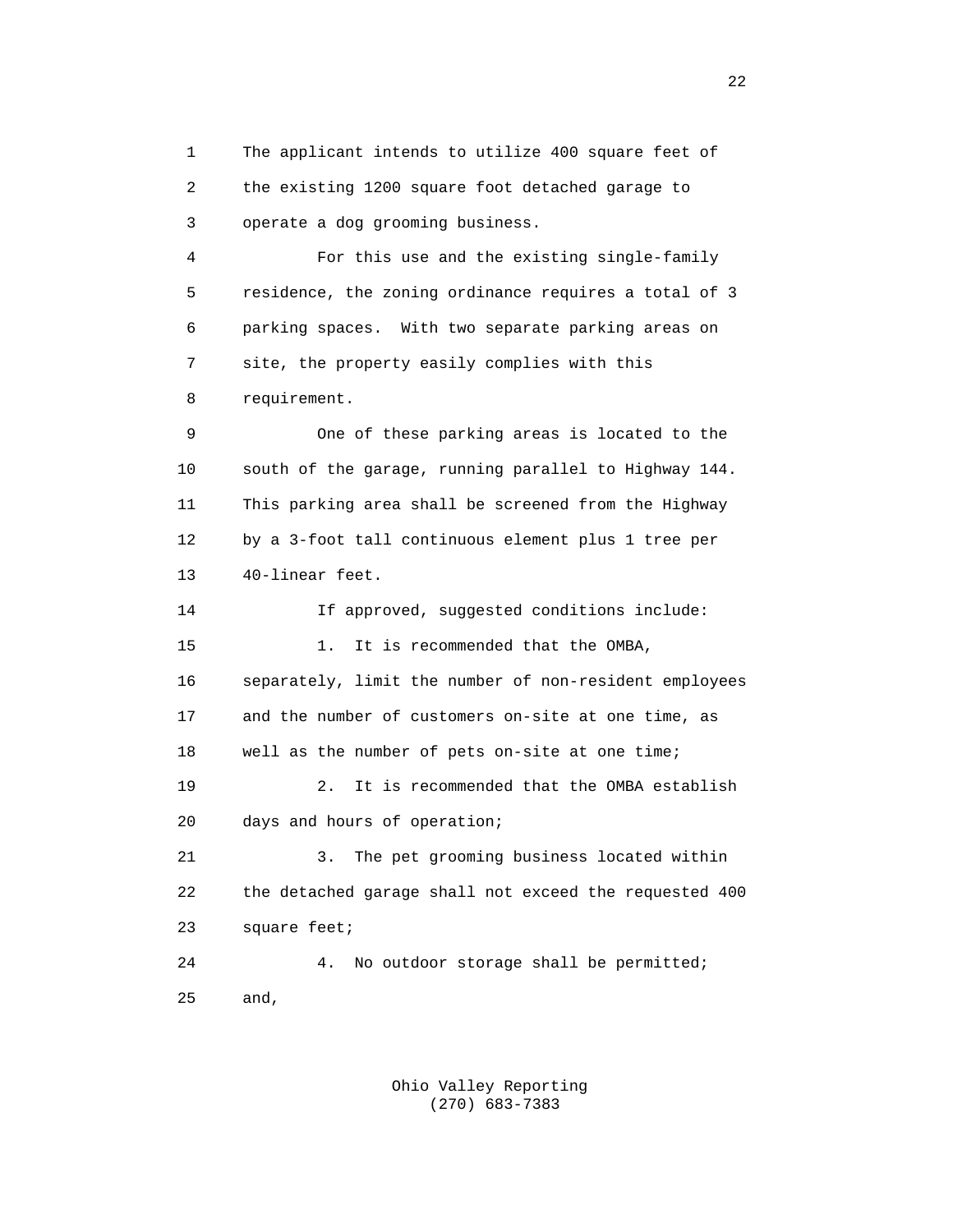The applicant intends to utilize 400 square feet of the existing 1200 square foot detached garage to operate a dog grooming business.

For this use and the existing single-family residence, the zoning ordinance requires a total of 3 parking spaces. With two separate parking areas on site, the property easily complies with this requirement.

One of these parking areas is located to the south of the garage, running parallel to Highway 144. This parking area shall be screened from the Highway by a 3-foot tall continuous element plus 1 tree per 40-linear feet.

If approved, suggested conditions include:

1. It is recommended that the OMBA, separately, limit the number of non-resident employees and the number of customers on-site at one time, as well as the number of pets on-site at one time;

2. It is recommended that the OMBA establish days and hours of operation;

3. The pet grooming business located within the detached garage shall not exceed the requested 400 square feet;

4. No outdoor storage shall be permitted; and,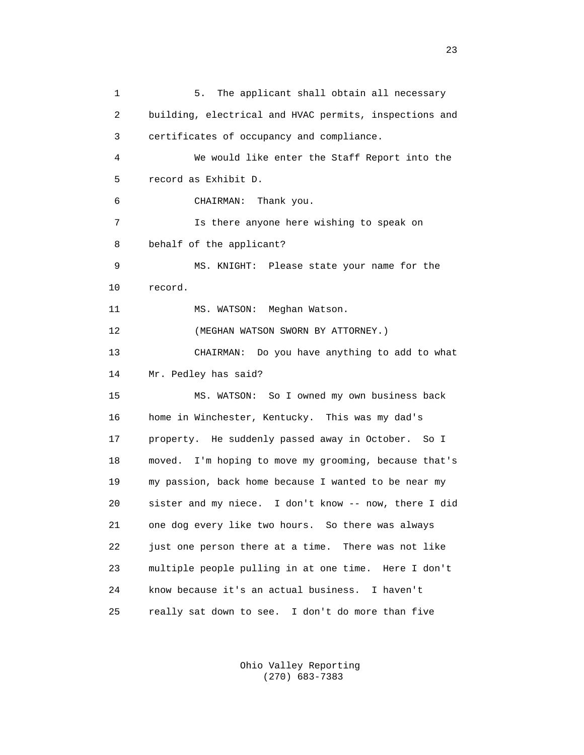5. The applicant shall obtain all necessary building, electrical and HVAC permits, inspections and certificates of occupancy and compliance.

We would like enter the Staff Report into the record as Exhibit D.

CHAIRMAN: Thank you.

Is there anyone here wishing to speak on behalf of the applicant?

MS. KNIGHT: Please state your name for the record.

MS. WATSON: Meghan Watson.

(MEGHAN WATSON SWORN BY ATTORNEY.)

CHAIRMAN: Do you have anything to add to what Mr. Pedley has said?

MS. WATSON: So I owned my own business back home in Winchester, Kentucky. This was my dad's property. He suddenly passed away in October. So I moved. I'm hoping to move my grooming, because that's my passion, back home because I wanted to be near my sister and my niece. I don't know -- now, there I did one dog every like two hours. So there was always just one person there at a time. There was not like multiple people pulling in at one time. Here I don't know because it's an actual business. I haven't really sat down to see. I don't do more than five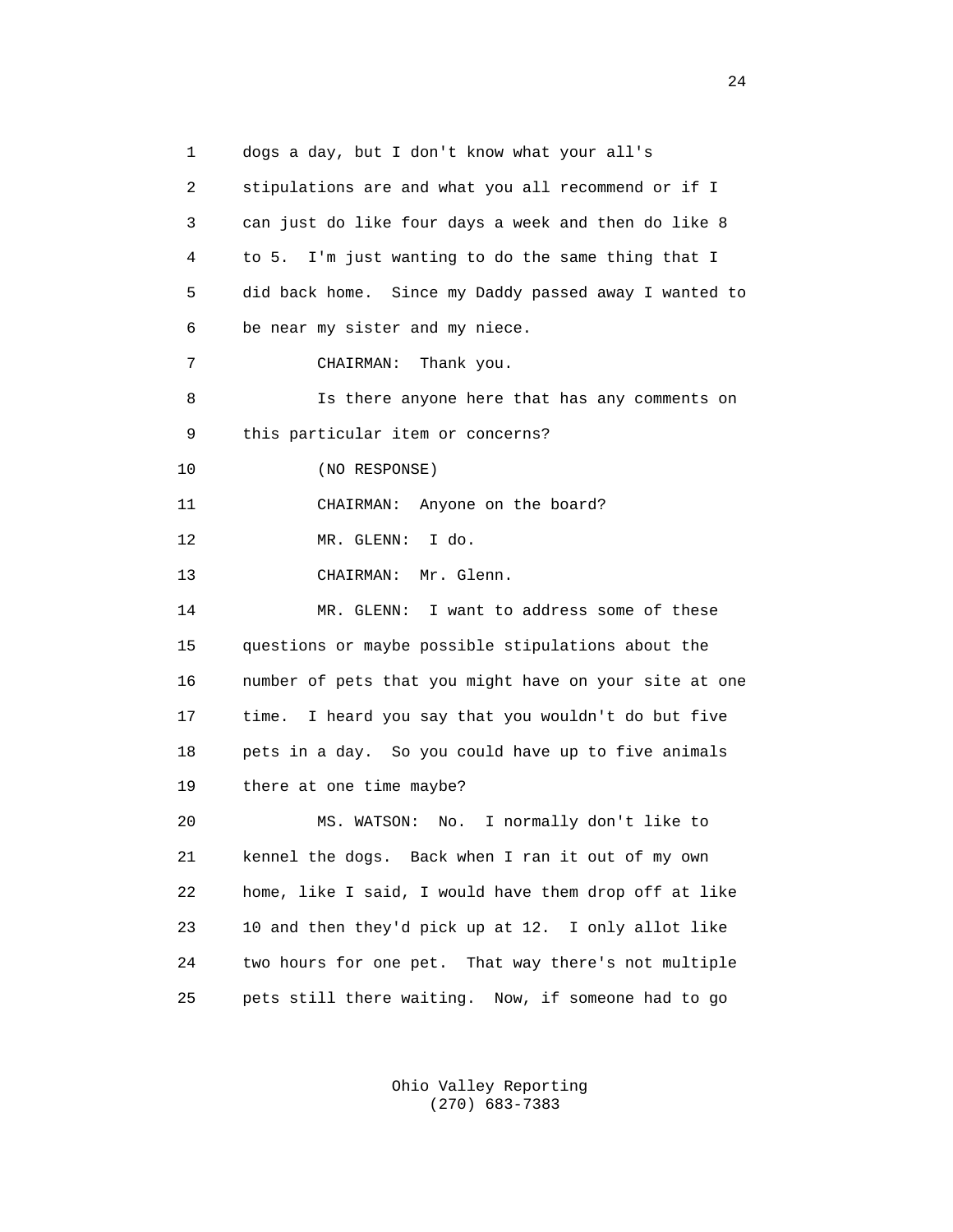dogs a day, but I don't know what your all's stipulations are and what you all recommend or if I can just do like four days a week and then do like 8 to 5. I'm just wanting to do the same thing that I did back home. Since my Daddy passed away I wanted to be near my sister and my niece.

CHAIRMAN: Thank you.

Is there anyone here that has any comments on this particular item or concerns?

(NO RESPONSE)

CHAIRMAN: Anyone on the board?

MR. GLENN: I do.

CHAIRMAN: Mr. Glenn.

MR. GLENN: I want to address some of these questions or maybe possible stipulations about the number of pets that you might have on your site at one time. I heard you say that you wouldn't do but five pets in a day. So you could have up to five animals there at one time maybe?

MS. WATSON: No. I normally don't like to kennel the dogs. Back when I ran it out of my own home, like I said, I would have them drop off at like 10 and then they'd pick up at 12. I only allot like two hours for one pet. That way there's not multiple pets still there waiting. Now, if someone had to go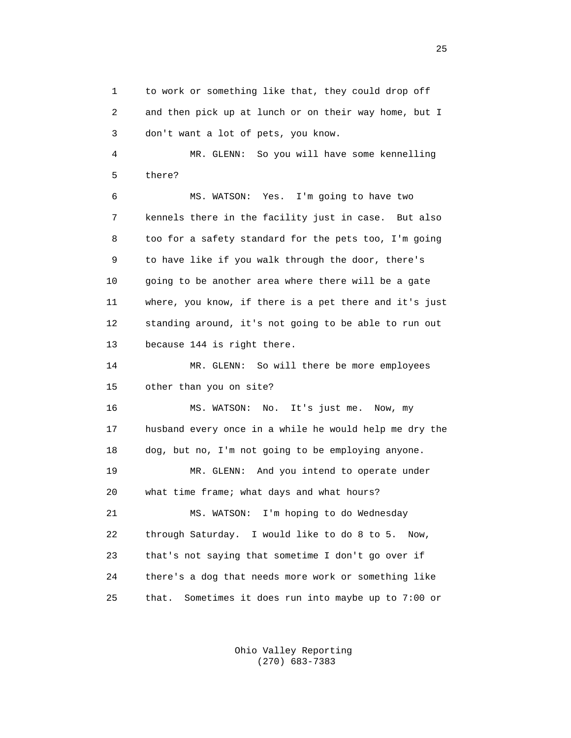to work or something like that, they could drop off and then pick up at lunch or on their way home, but I don't want a lot of pets, you know.

MR. GLENN: So you will have some kennelling there?

MS. WATSON: Yes. I'm going to have two kennels there in the facility just in case. But also too for a safety standard for the pets too, I'm going to have like if you walk through the door, there's going to be another area where there will be a gate where, you know, if there is a pet there and it's just standing around, it's not going to be able to run out because 144 is right there.

MR. GLENN: So will there be more employees other than you on site?

MS. WATSON: No. It's just me. Now, my husband every once in a while he would help me dry the dog, but no, I'm not going to be employing anyone.

MR. GLENN: And you intend to operate under what time frame; what days and what hours?

MS. WATSON: I'm hoping to do Wednesday through Saturday. I would like to do 8 to 5. Now, that's not saying that sometime I don't go over if there's a dog that needs more work or something like that. Sometimes it does run into maybe up to 7:00 or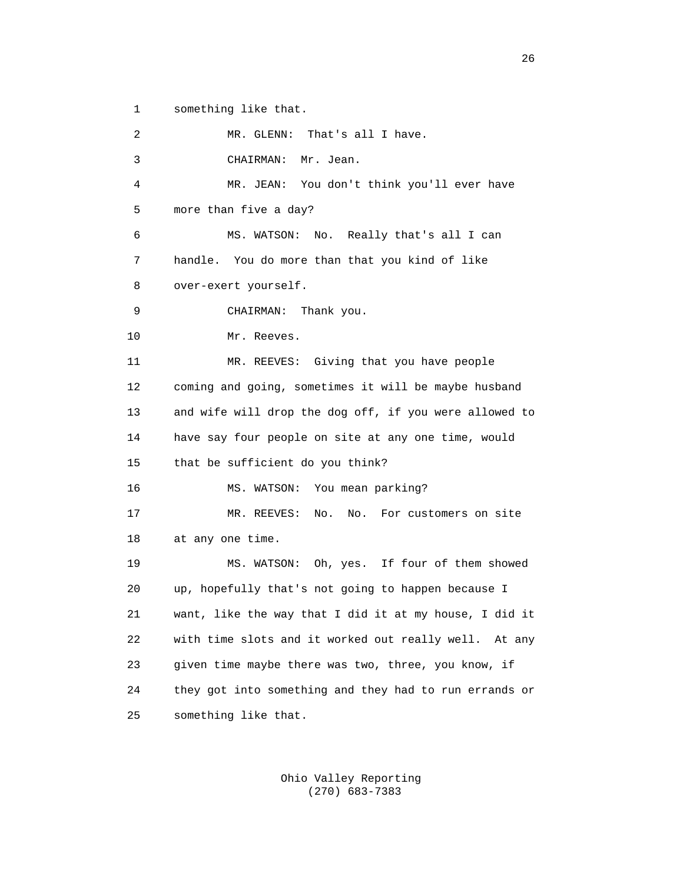something like that.

MR. GLENN: That's all I have.

CHAIRMAN: Mr. Jean.

MR. JEAN: You don't think you'll ever have more than five a day?

MS. WATSON: No. Really that's all I can handle. You do more than that you kind of like over-exert yourself.

CHAIRMAN: Thank you.

Mr. Reeves.

MR. REEVES: Giving that you have people coming and going, sometimes it will be maybe husband and wife will drop the dog off, if you were allowed to have say four people on site at any one time, would that be sufficient do you think?

MS. WATSON: You mean parking?

MR. REEVES: No. No. For customers on site at any one time.

MS. WATSON: Oh, yes. If four of them showed up, hopefully that's not going to happen because I want, like the way that I did it at my house, I did it with time slots and it worked out really well. At any given time maybe there was two, three, you know, if they got into something and they had to run errands or something like that.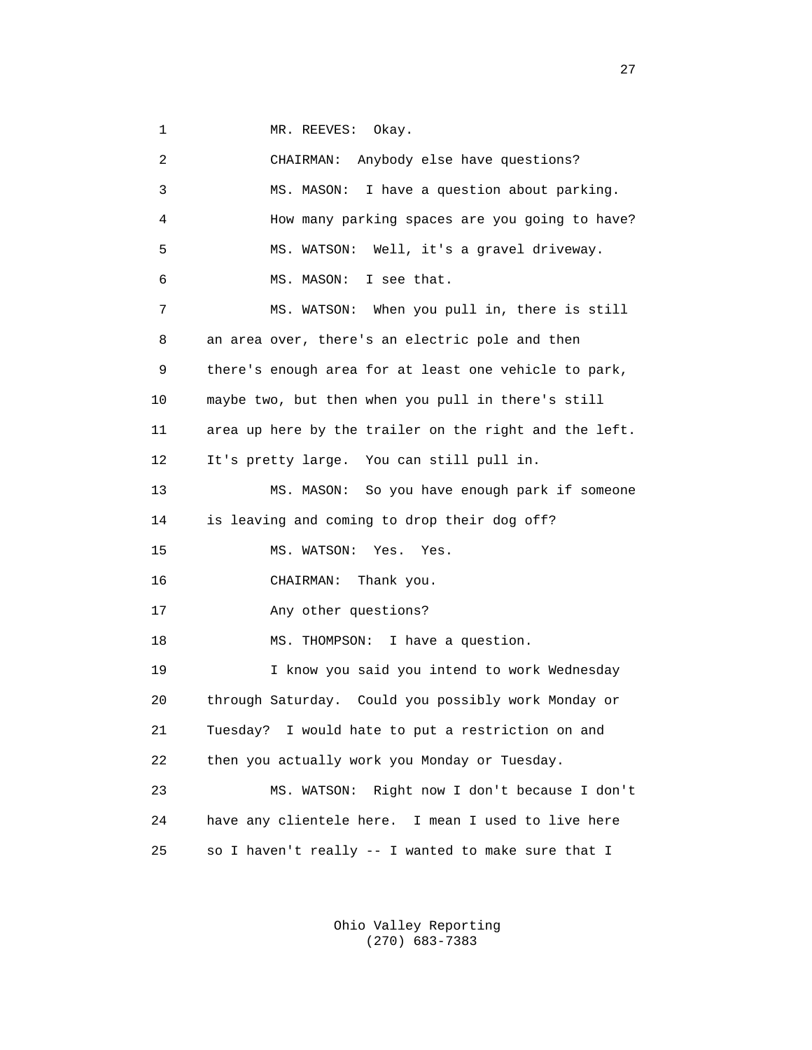1 MR. REEVES: Okay.

2 CHAIRMAN: Anybody else have questions?

3 MS. MASON: I have a question about parking.

4 How many parking spaces are you going to have?

5 MS. WATSON: Well, it's a gravel driveway.

6 MS. MASON: I see that.

7 MS. WATSON: When you pull in, there is still

8 an area over, there's an electric pole and then

9 there's enough area for at least one vehicle to park,

10 maybe two, but then when you pull in there's still

11 area up here by the trailer on the right and the left.

12 It's pretty large. You can still pull in.

13 MS. MASON: So you have enough park if someone

14 is leaving and coming to drop their dog off?

15 MS. WATSON: Yes. Yes.

16 CHAIRMAN: Thank you.

17 Any other questions?

18 MS. THOMPSON: I have a question.

19 I know you said you intend to work Wednesday

20 through Saturday. Could you possibly work Monday or

21 Tuesday? I would hate to put a restriction on and

22 then you actually work you Monday or Tuesday.

23 MS. WATSON: Right now I don't because I don't

24 have any clientele here. I mean I used to live here

25 so I haven't really -- I wanted to make sure that I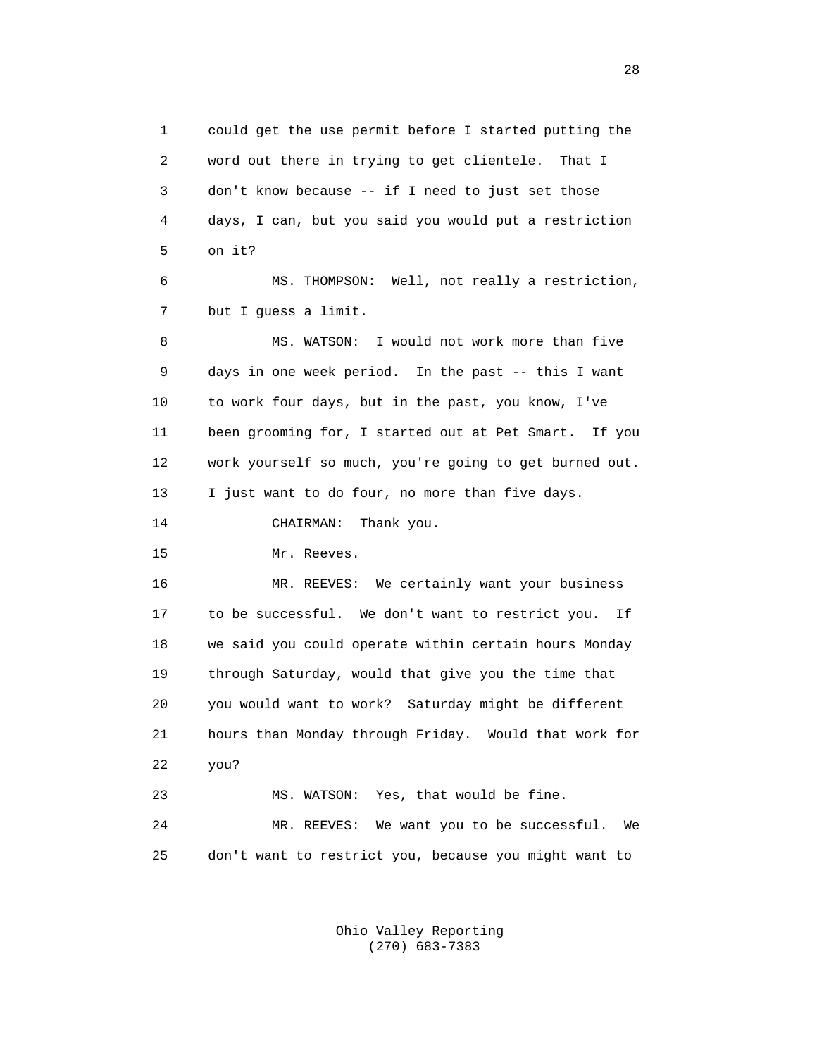could get the use permit before I started putting the word out there in trying to get clientele. That I don't know because -- if I need to just set those days, I can, but you said you would put a restriction on it?

MS. THOMPSON: Well, not really a restriction, but I guess a limit.

MS. WATSON: I would not work more than five days in one week period. In the past -- this I want to work four days, but in the past, you know, I've been grooming for, I started out at Pet Smart. If you work yourself so much, you're going to get burned out. I just want to do four, no more than five days.

CHAIRMAN: Thank you.

Mr. Reeves.

MR. REEVES: We certainly want your business to be successful. We don't want to restrict you. If we said you could operate within certain hours Monday through Saturday, would that give you the time that you would want to work? Saturday might be different hours than Monday through Friday. Would that work for you?

MS. WATSON: Yes, that would be fine.

MR. REEVES: We want you to be successful. We don't want to restrict you, because you might want to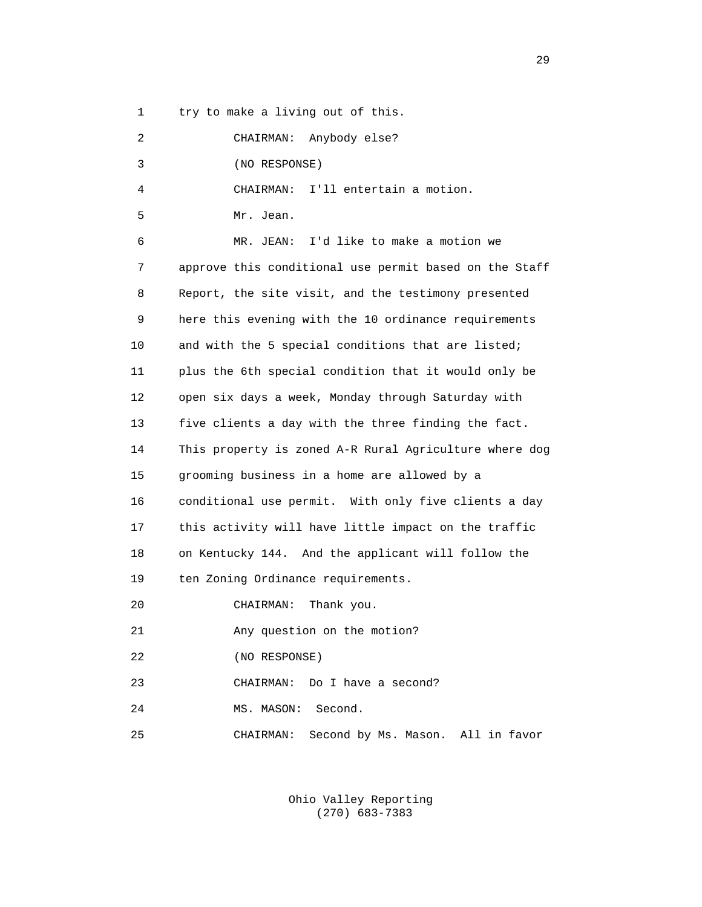1 try to make a living out of this.

2 CHAIRMAN: Anybody else?

3 (NO RESPONSE)

4 CHAIRMAN: I'll entertain a motion.

5 Mr. Jean.

6 MR. JEAN: I'd like to make a motion we

7 approve this conditional use permit based on the Staff

8 Report, the site visit, and the testimony presented

9 here this evening with the 10 ordinance requirements

10 and with the 5 special conditions that are listed;

11 plus the 6th special condition that it would only be

12 open six days a week, Monday through Saturday with

13 five clients a day with the three finding the fact.

14 This property is zoned A-R Rural Agriculture where dog

15 grooming business in a home are allowed by a

16 conditional use permit. With only five clients a day

17 this activity will have little impact on the traffic

18 on Kentucky 144. And the applicant will follow the

19 ten Zoning Ordinance requirements.

20 CHAIRMAN: Thank you.

21 Any question on the motion?

22 (NO RESPONSE)

23 CHAIRMAN: Do I have a second?

24 MS. MASON: Second.

25 CHAIRMAN: Second by Ms. Mason. All in favor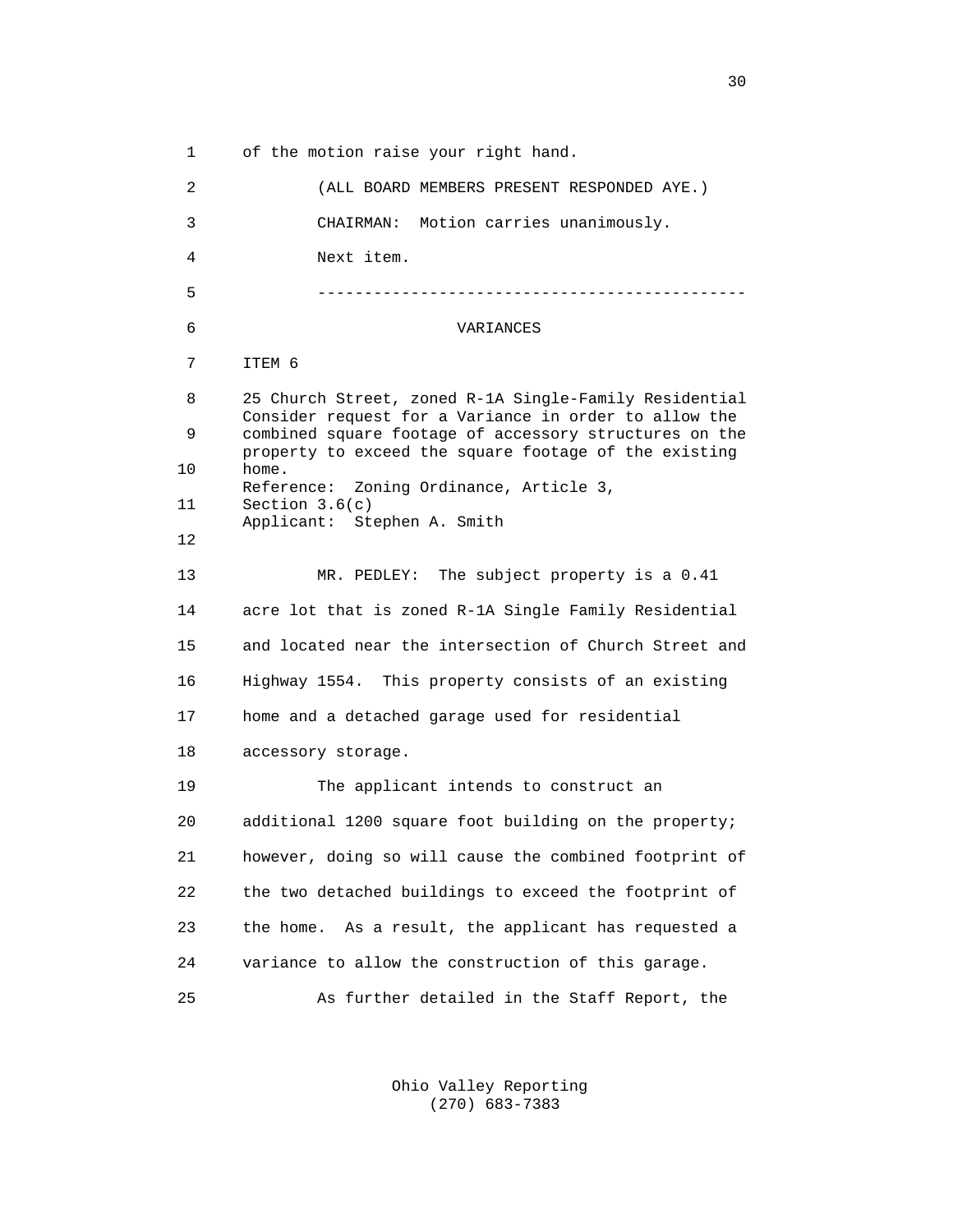of the motion raise your right hand.

(ALL BOARD MEMBERS PRESENT RESPONDED AYE.)

CHAIRMAN: Motion carries unanimously.

Next item.

---

VARIANCES

ITEM 6

25 Church Street, zoned R-1A Single-Family Residential
Consider request for a Variance in order to allow the combined square footage of accessory structures on the property to exceed the square footage of the existing home.
Reference: Zoning Ordinance, Article 3, Section 3.6(c)
Applicant: Stephen A. Smith

MR. PEDLEY: The subject property is a 0.41 acre lot that is zoned R-1A Single Family Residential and located near the intersection of Church Street and Highway 1554. This property consists of an existing home and a detached garage used for residential accessory storage.

The applicant intends to construct an additional 1200 square foot building on the property; however, doing so will cause the combined footprint of the two detached buildings to exceed the footprint of the home. As a result, the applicant has requested a variance to allow the construction of this garage.

As further detailed in the Staff Report, the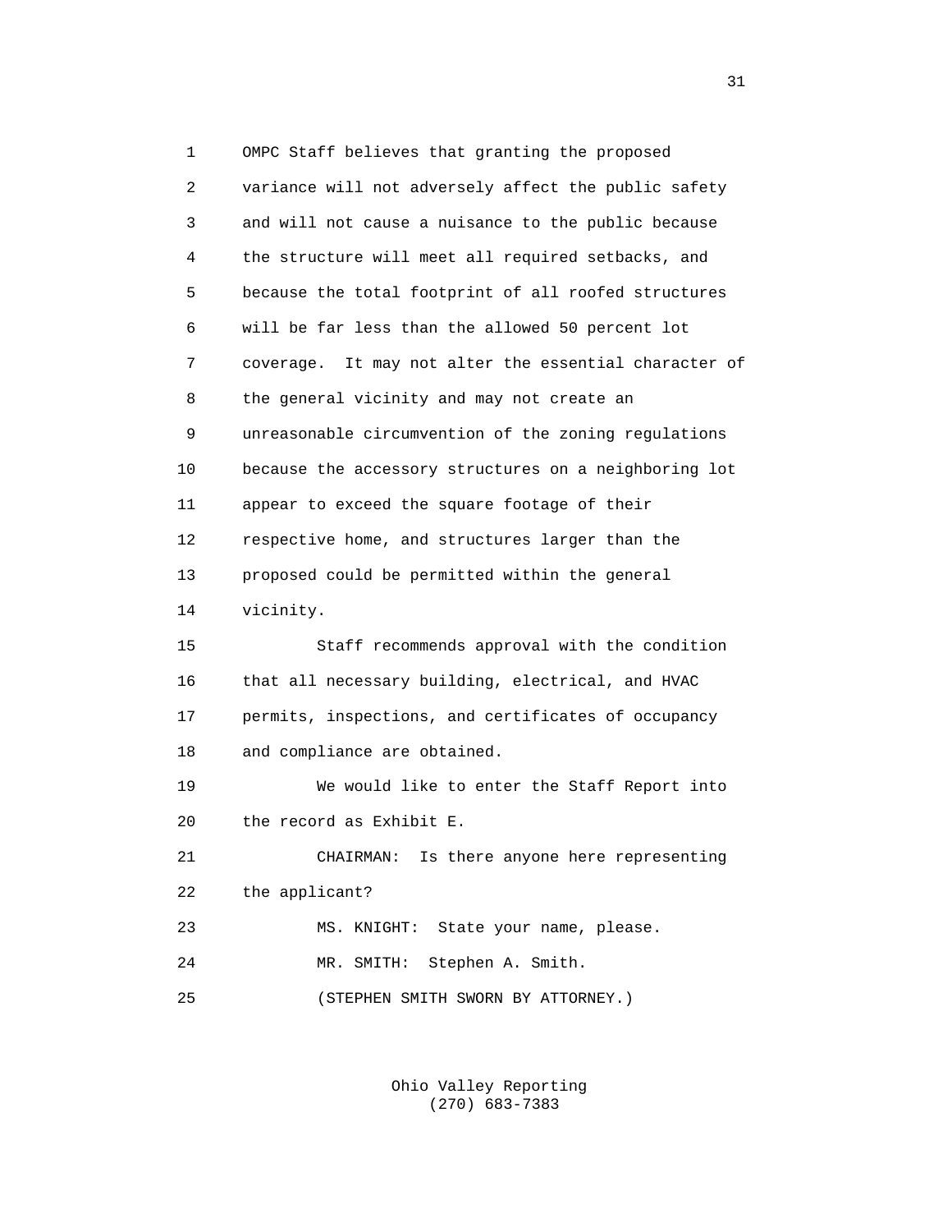OMPC Staff believes that granting the proposed variance will not adversely affect the public safety and will not cause a nuisance to the public because the structure will meet all required setbacks, and because the total footprint of all roofed structures will be far less than the allowed 50 percent lot coverage. It may not alter the essential character of the general vicinity and may not create an unreasonable circumvention of the zoning regulations because the accessory structures on a neighboring lot appear to exceed the square footage of their respective home, and structures larger than the proposed could be permitted within the general vicinity.

Staff recommends approval with the condition that all necessary building, electrical, and HVAC permits, inspections, and certificates of occupancy and compliance are obtained.

We would like to enter the Staff Report into the record as Exhibit E.

CHAIRMAN: Is there anyone here representing the applicant?

MS. KNIGHT: State your name, please.

MR. SMITH: Stephen A. Smith.

(STEPHEN SMITH SWORN BY ATTORNEY.)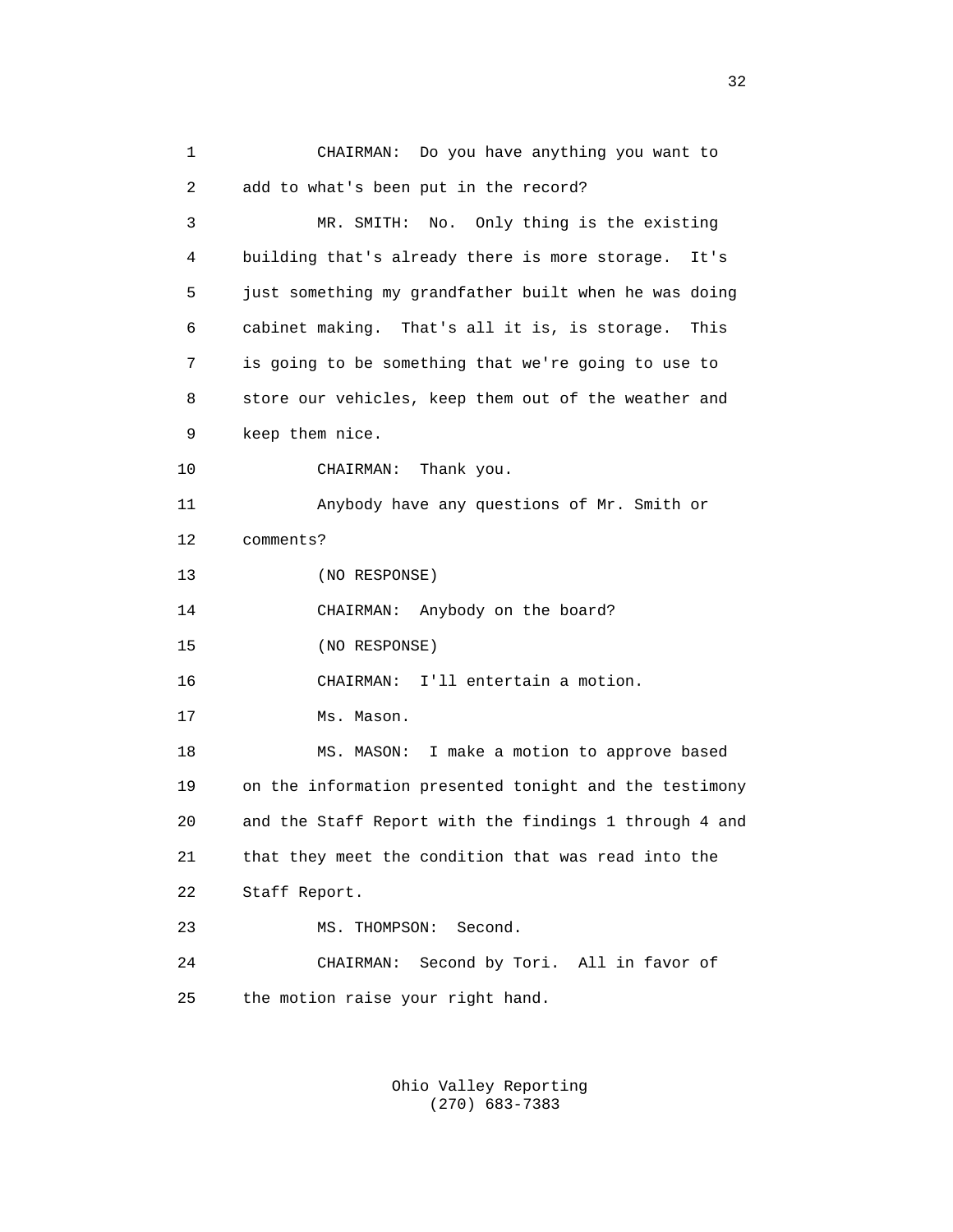CHAIRMAN: Do you have anything you want to add to what's been put in the record?

MR. SMITH: No. Only thing is the existing building that's already there is more storage. It's just something my grandfather built when he was doing cabinet making. That's all it is, is storage. This is going to be something that we're going to use to store our vehicles, keep them out of the weather and keep them nice.

CHAIRMAN: Thank you.

Anybody have any questions of Mr. Smith or comments?

(NO RESPONSE)

CHAIRMAN: Anybody on the board?

(NO RESPONSE)

CHAIRMAN: I'll entertain a motion.

Ms. Mason.

MS. MASON: I make a motion to approve based on the information presented tonight and the testimony and the Staff Report with the findings 1 through 4 and that they meet the condition that was read into the Staff Report.

MS. THOMPSON: Second.

CHAIRMAN: Second by Tori. All in favor of the motion raise your right hand.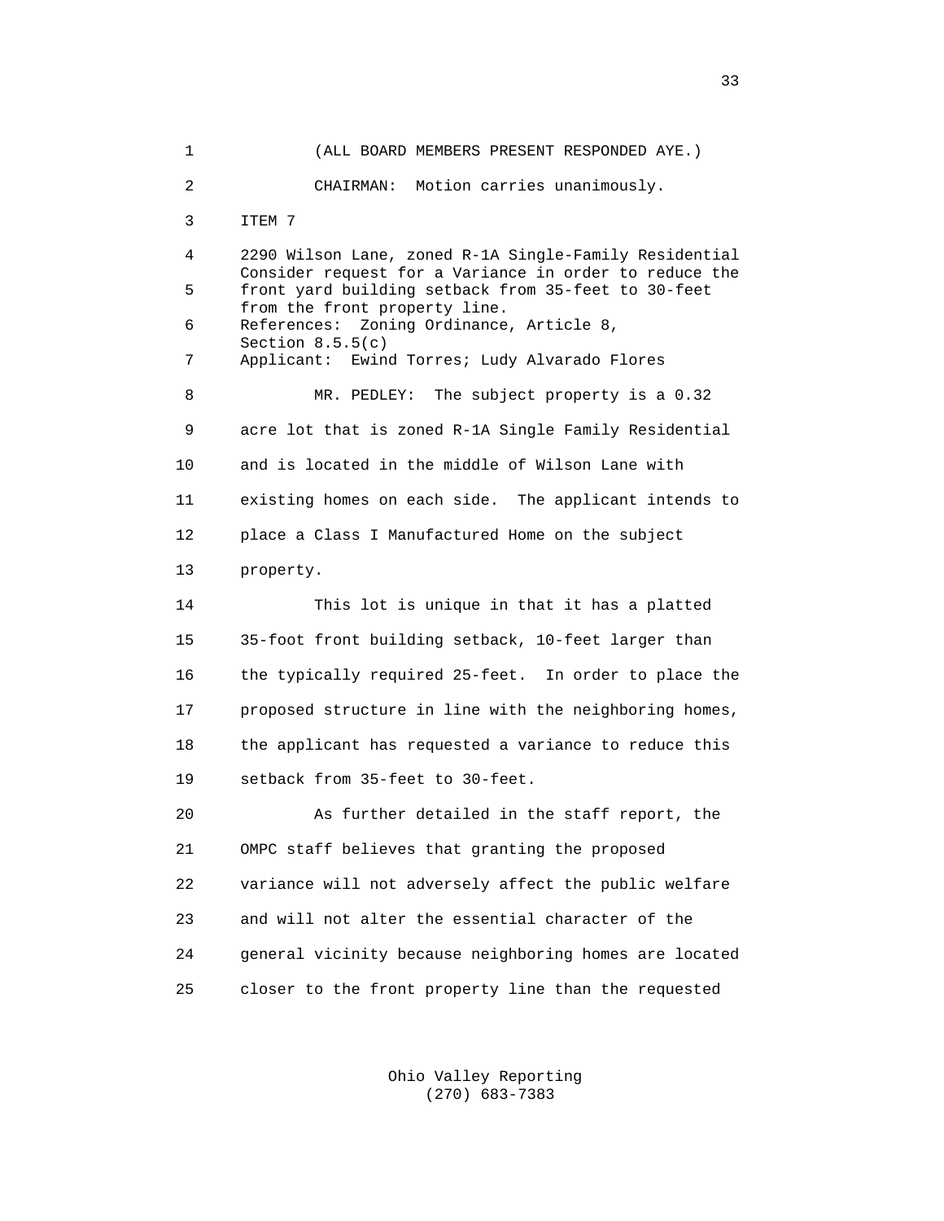(ALL BOARD MEMBERS PRESENT RESPONDED AYE.)

CHAIRMAN: Motion carries unanimously.

ITEM 7

2290 Wilson Lane, zoned R-1A Single-Family Residential
Consider request for a Variance in order to reduce the front yard building setback from 35-feet to 30-feet from the front property line.
References: Zoning Ordinance, Article 8, Section 8.5.5(c)
Applicant: Ewind Torres; Ludy Alvarado Flores

MR. PEDLEY: The subject property is a 0.32 acre lot that is zoned R-1A Single Family Residential and is located in the middle of Wilson Lane with existing homes on each side. The applicant intends to place a Class I Manufactured Home on the subject property.

This lot is unique in that it has a platted 35-foot front building setback, 10-feet larger than the typically required 25-feet. In order to place the proposed structure in line with the neighboring homes, the applicant has requested a variance to reduce this setback from 35-feet to 30-feet.

As further detailed in the staff report, the OMPC staff believes that granting the proposed variance will not adversely affect the public welfare and will not alter the essential character of the general vicinity because neighboring homes are located closer to the front property line than the requested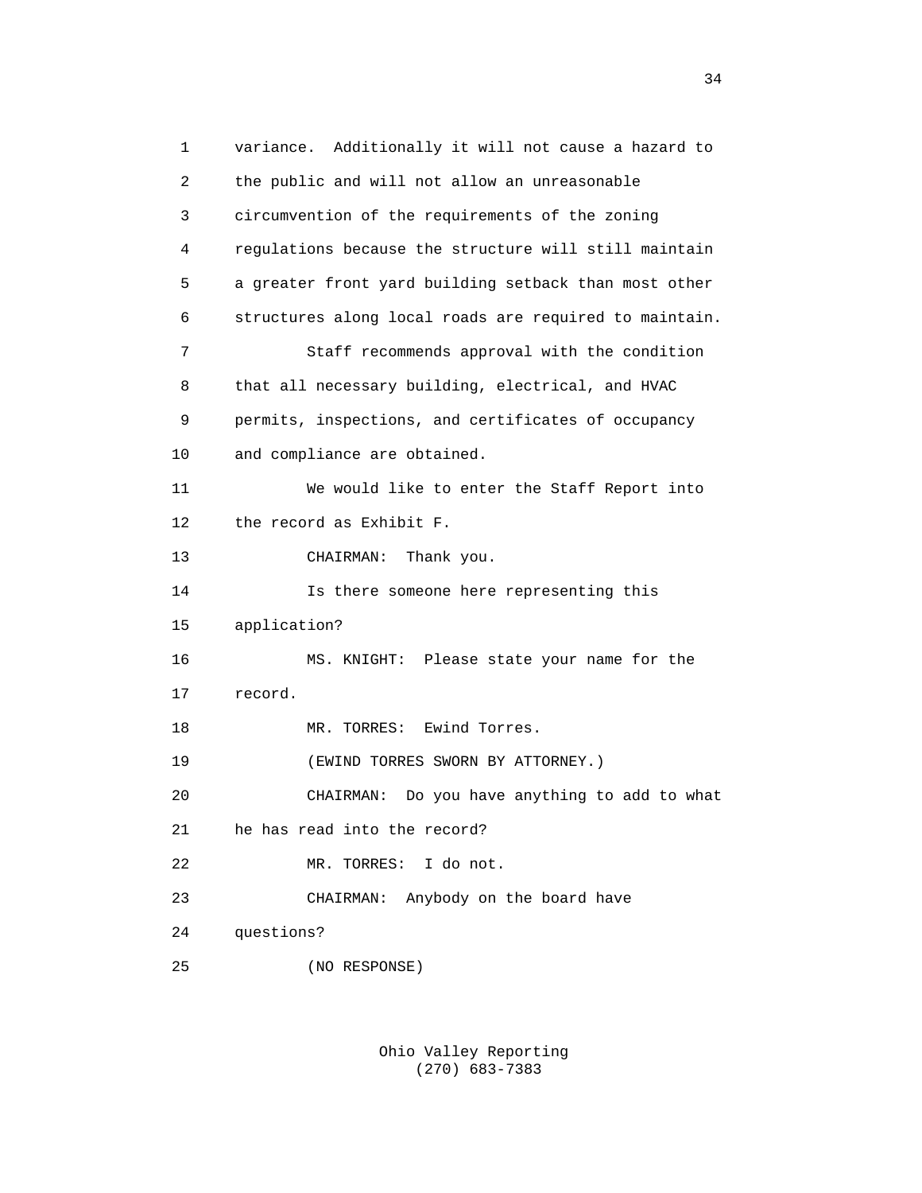variance. Additionally it will not cause a hazard to the public and will not allow an unreasonable circumvention of the requirements of the zoning regulations because the structure will still maintain a greater front yard building setback than most other structures along local roads are required to maintain.

Staff recommends approval with the condition that all necessary building, electrical, and HVAC permits, inspections, and certificates of occupancy and compliance are obtained.

We would like to enter the Staff Report into the record as Exhibit F.

CHAIRMAN: Thank you.

Is there someone here representing this application?

MS. KNIGHT: Please state your name for the record.

MR. TORRES: Ewind Torres.

(EWIND TORRES SWORN BY ATTORNEY.)

CHAIRMAN: Do you have anything to add to what he has read into the record?

MR. TORRES: I do not.

CHAIRMAN: Anybody on the board have questions?

(NO RESPONSE)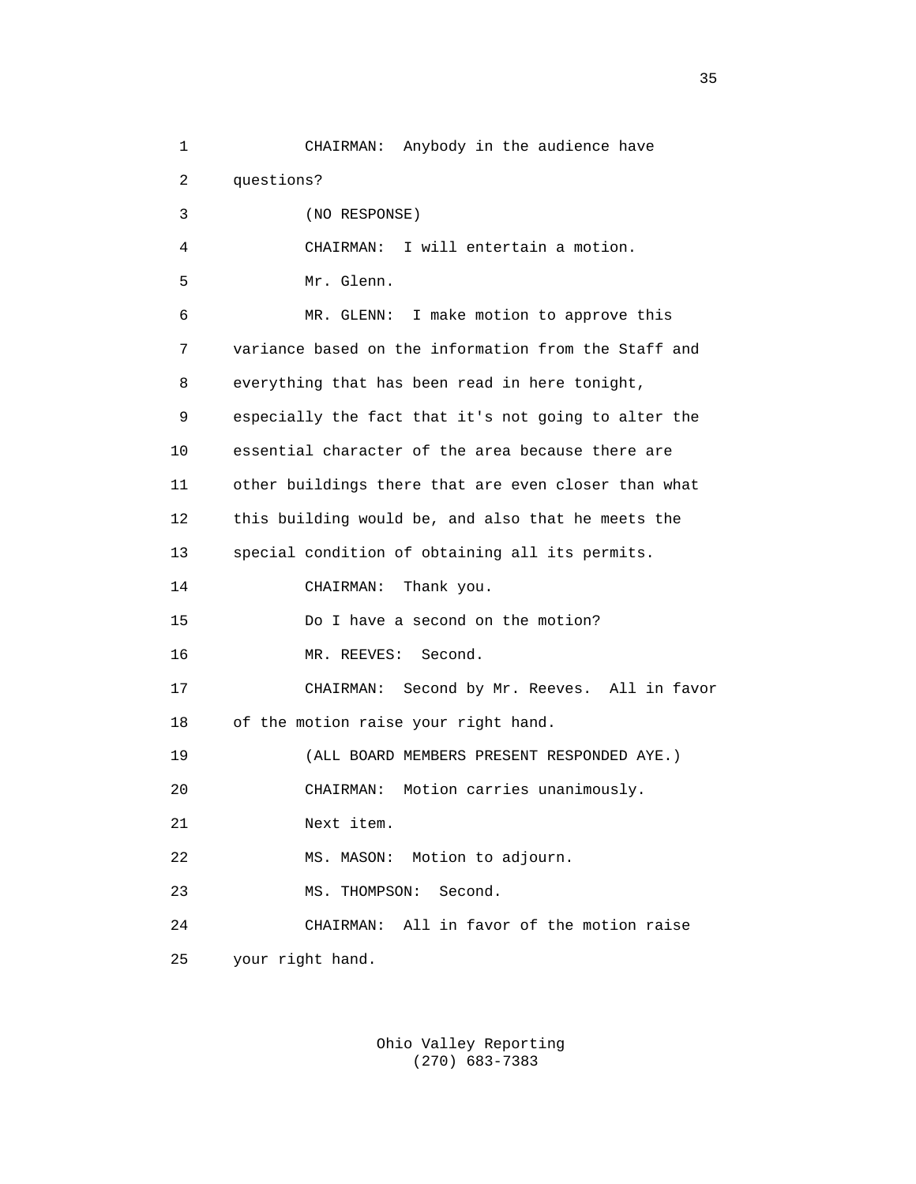CHAIRMAN: Anybody in the audience have questions?

(NO RESPONSE)

CHAIRMAN: I will entertain a motion.

Mr. Glenn.

MR. GLENN: I make motion to approve this variance based on the information from the Staff and everything that has been read in here tonight, especially the fact that it's not going to alter the essential character of the area because there are other buildings there that are even closer than what this building would be, and also that he meets the special condition of obtaining all its permits.

CHAIRMAN: Thank you.

Do I have a second on the motion?

MR. REEVES: Second.

CHAIRMAN: Second by Mr. Reeves. All in favor of the motion raise your right hand.

(ALL BOARD MEMBERS PRESENT RESPONDED AYE.)

CHAIRMAN: Motion carries unanimously.

Next item.

MS. MASON: Motion to adjourn.

MS. THOMPSON: Second.

CHAIRMAN: All in favor of the motion raise your right hand.

Ohio Valley Reporting
(270) 683-7383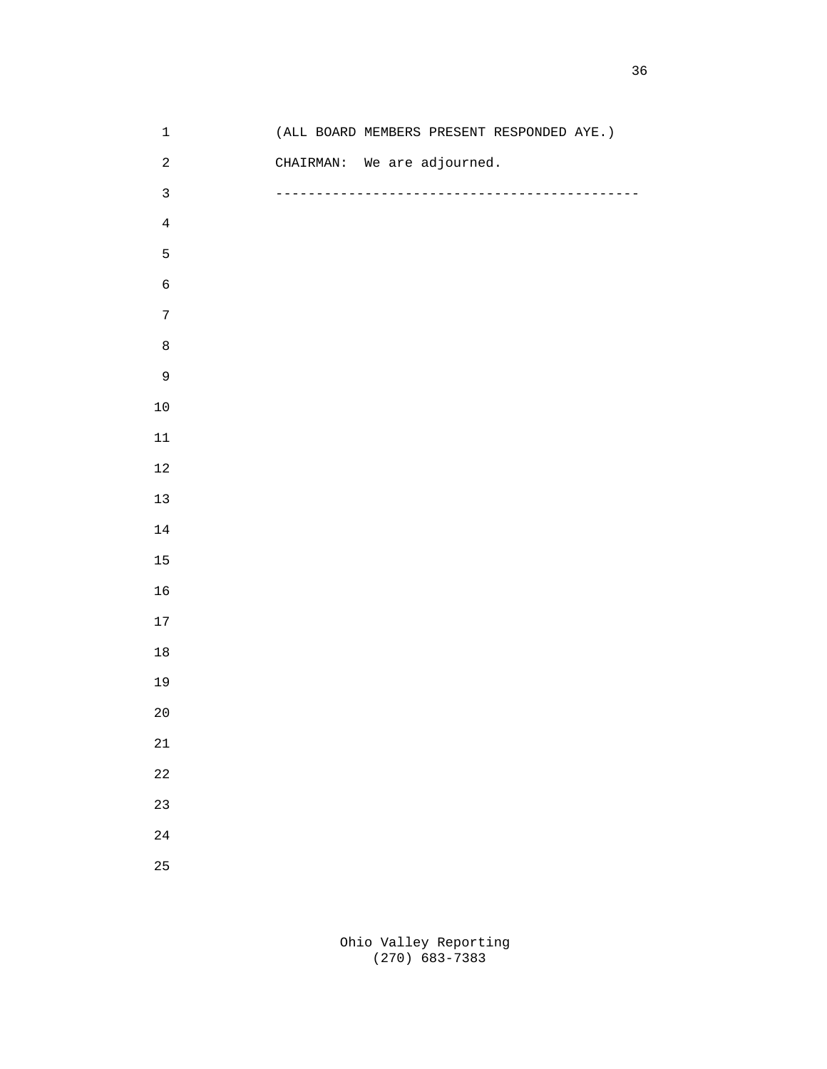(ALL BOARD MEMBERS PRESENT RESPONDED AYE.)

CHAIRMAN: We are adjourned.

---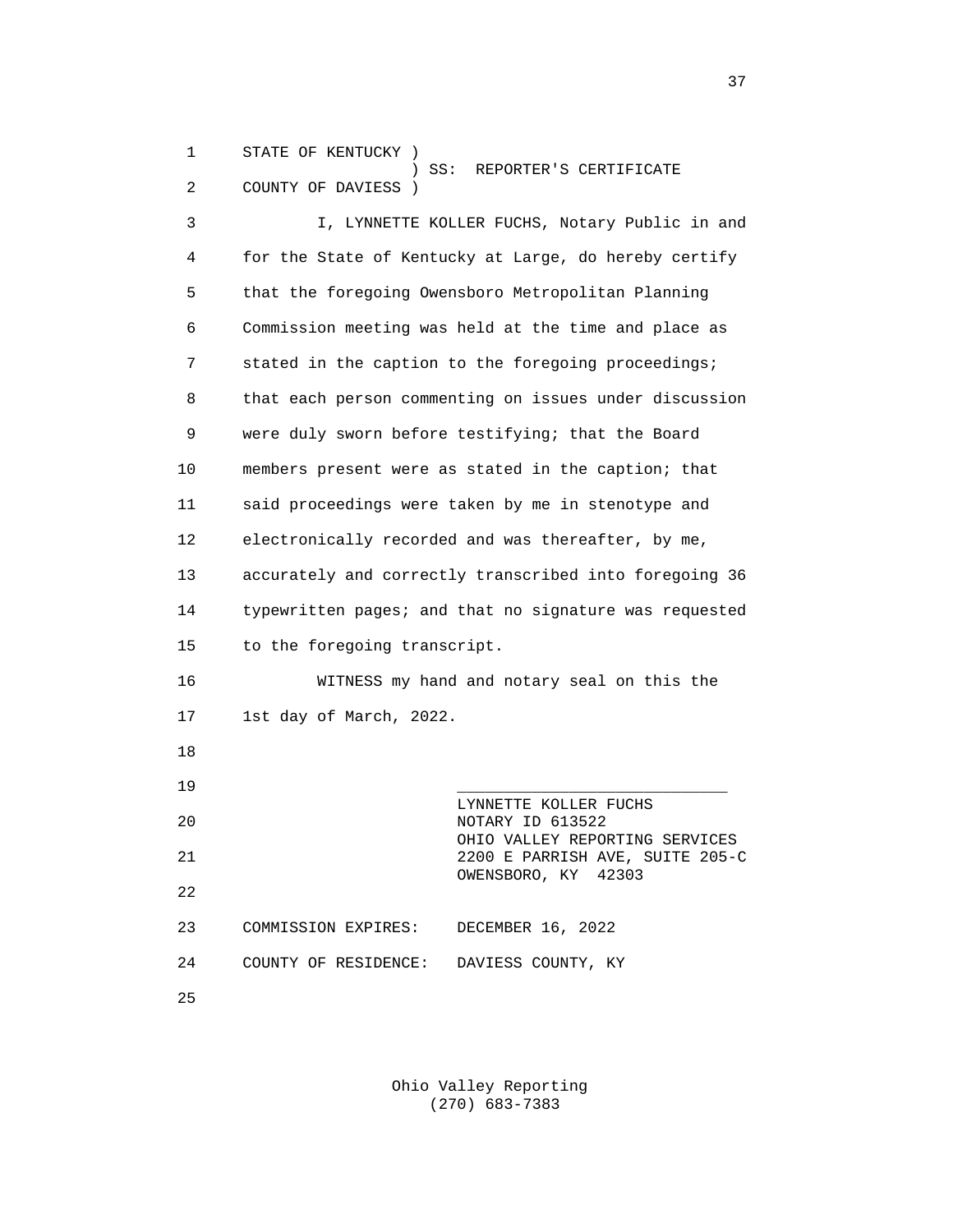STATE OF KENTUCKY )
) SS: REPORTER'S CERTIFICATE
COUNTY OF DAVIESS )

I, LYNNETTE KOLLER FUCHS, Notary Public in and for the State of Kentucky at Large, do hereby certify that the foregoing Owensboro Metropolitan Planning Commission meeting was held at the time and place as stated in the caption to the foregoing proceedings; that each person commenting on issues under discussion were duly sworn before testifying; that the Board members present were as stated in the caption; that said proceedings were taken by me in stenotype and electronically recorded and was thereafter, by me, accurately and correctly transcribed into foregoing 36 typewritten pages; and that no signature was requested to the foregoing transcript.

WITNESS my hand and notary seal on this the 1st day of March, 2022.

\_\_\_\_\_\_\_\_\_\_\_\_\_\_\_\_\_\_\_\_\_\_\_\_\_\_\_\_\_\_
LYNNETTE KOLLER FUCHS
NOTARY ID 613522
OHIO VALLEY REPORTING SERVICES
2200 E PARRISH AVE, SUITE 205-C
OWENSBORO, KY 42303

COMMISSION EXPIRES: DECEMBER 16, 2022

COUNTY OF RESIDENCE: DAVIESS COUNTY, KY

Ohio Valley Reporting
(270) 683-7383